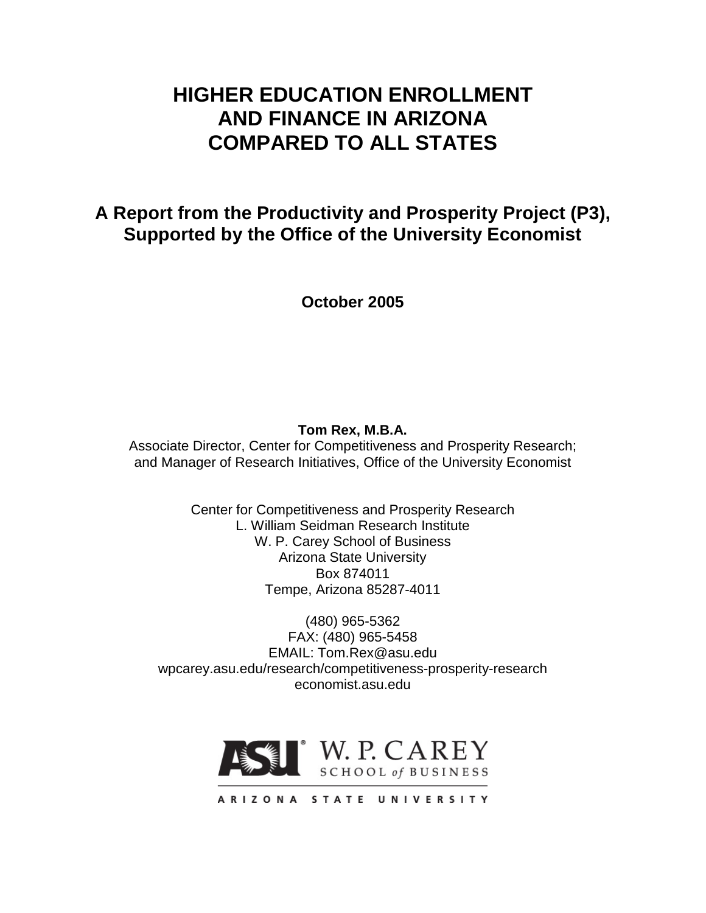# HIGHER EDUCATION ENROLLMENT AND FINANCE IN ARIZONA COMPARED TO ALL STATES

## A Report from the Productivity and Prosperity Project (P3), Supported by the Office of the University Economist

**October 2005**

**Tom Rex, M.B.A.**
Associate Director, Center for Competitiveness and Prosperity Research;
and Manager of Research Initiatives, Office of the University Economist

Center for Competitiveness and Prosperity Research
L. William Seidman Research Institute
W. P. Carey School of Business
Arizona State University
Box 874011
Tempe, Arizona 85287-4011

(480) 965-5362
FAX: (480) 965-5458
EMAIL: Tom.Rex@asu.edu
wpcarey.asu.edu/research/competitiveness-prosperity-research
economist.asu.edu

ASU W. P. CAREY SCHOOL of BUSINESS
ARIZONA STATE UNIVERSITY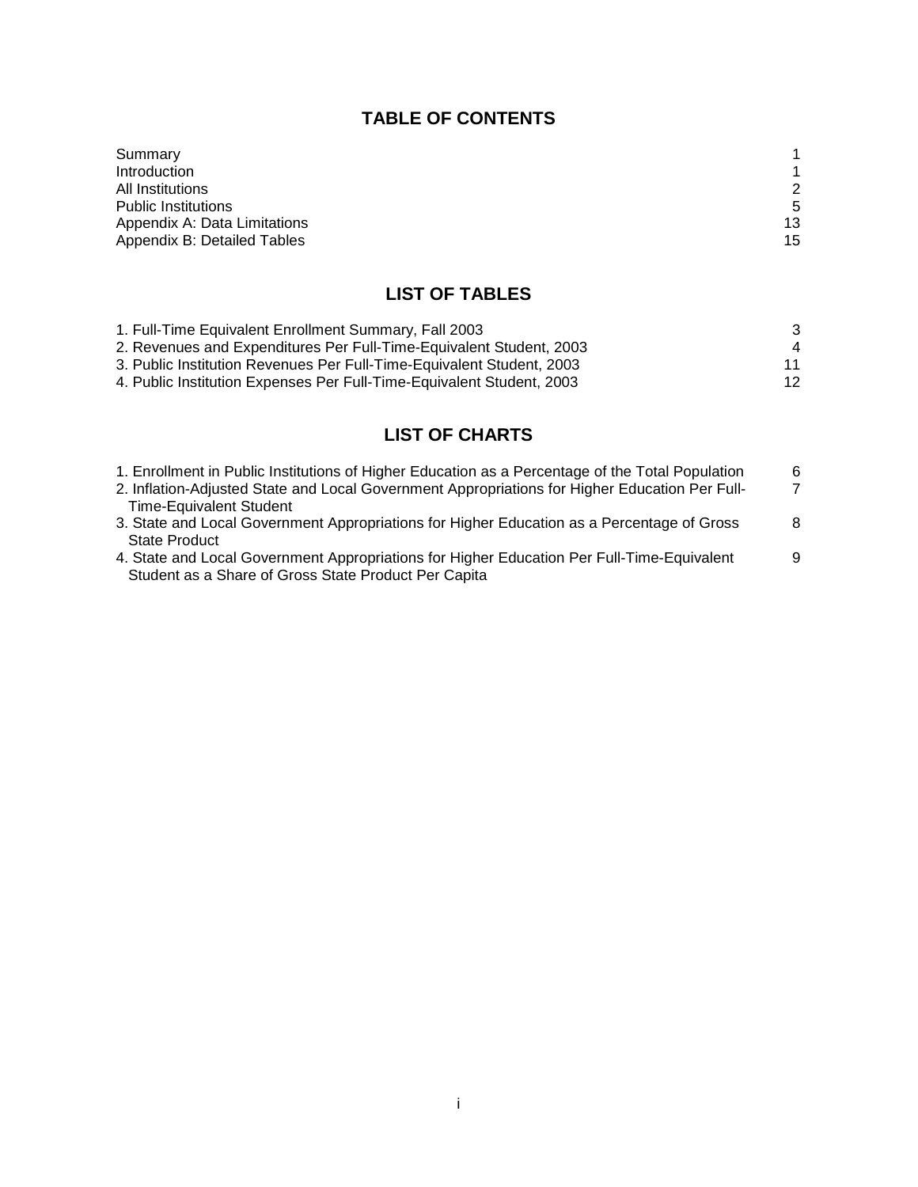## TABLE OF CONTENTS

| | |
|---|---|
| Summary | 1 |
| Introduction | 1 |
| All Institutions | 2 |
| Public Institutions | 5 |
| Appendix A: Data Limitations | 13 |
| Appendix B: Detailed Tables | 15 |

## LIST OF TABLES

| | |
|---|---|
| 1. Full-Time Equivalent Enrollment Summary, Fall 2003 | 3 |
| 2. Revenues and Expenditures Per Full-Time-Equivalent Student, 2003 | 4 |
| 3. Public Institution Revenues Per Full-Time-Equivalent Student, 2003 | 11 |
| 4. Public Institution Expenses Per Full-Time-Equivalent Student, 2003 | 12 |

## LIST OF CHARTS

| | |
|---|---|
| 1. Enrollment in Public Institutions of Higher Education as a Percentage of the Total Population | 6 |
| 2. Inflation-Adjusted State and Local Government Appropriations for Higher Education Per Full-Time-Equivalent Student | 7 |
| 3. State and Local Government Appropriations for Higher Education as a Percentage of Gross State Product | 8 |
| 4. State and Local Government Appropriations for Higher Education Per Full-Time-Equivalent Student as a Share of Gross State Product Per Capita | 9 |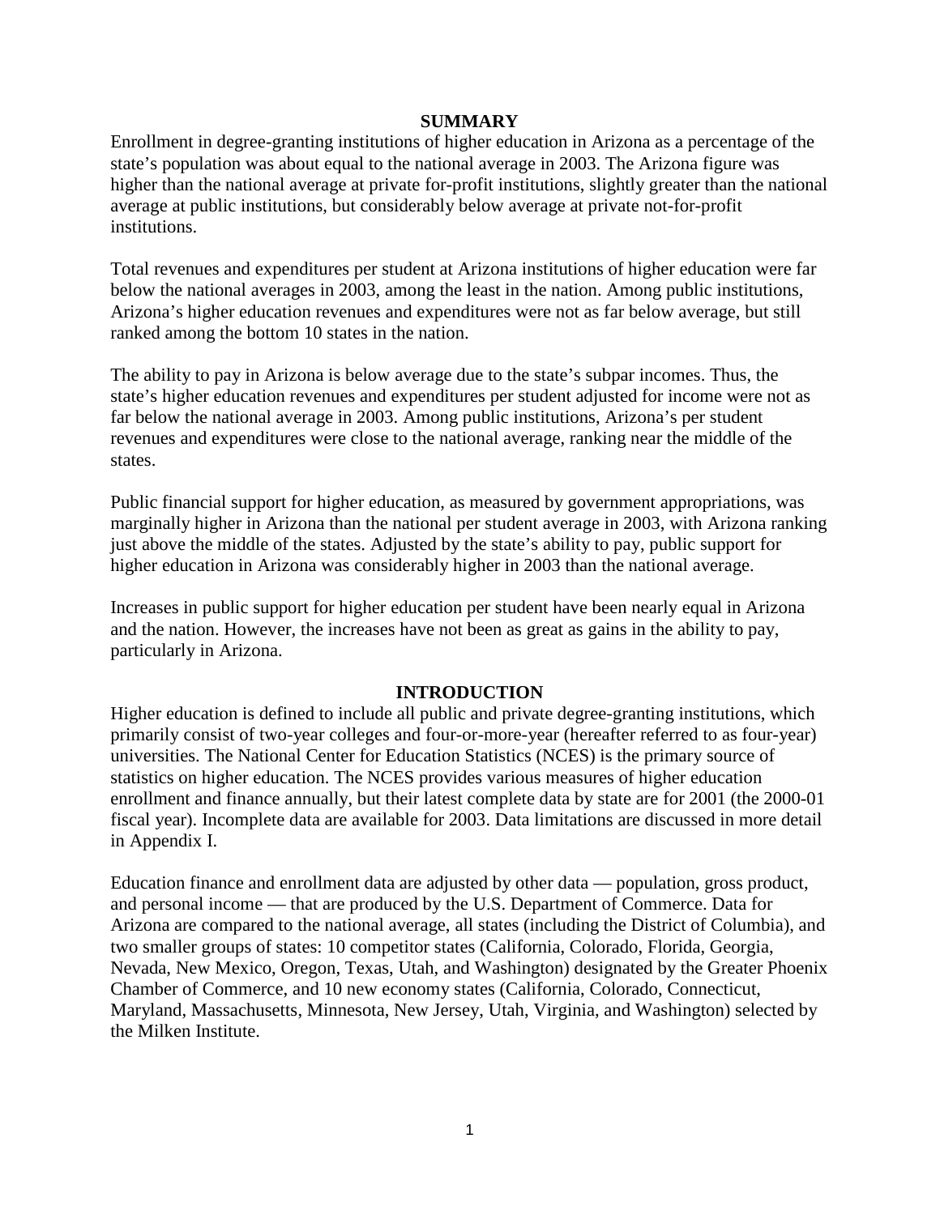## SUMMARY

Enrollment in degree-granting institutions of higher education in Arizona as a percentage of the state's population was about equal to the national average in 2003. The Arizona figure was higher than the national average at private for-profit institutions, slightly greater than the national average at public institutions, but considerably below average at private not-for-profit institutions.

Total revenues and expenditures per student at Arizona institutions of higher education were far below the national averages in 2003, among the least in the nation. Among public institutions, Arizona's higher education revenues and expenditures were not as far below average, but still ranked among the bottom 10 states in the nation.

The ability to pay in Arizona is below average due to the state's subpar incomes. Thus, the state's higher education revenues and expenditures per student adjusted for income were not as far below the national average in 2003. Among public institutions, Arizona's per student revenues and expenditures were close to the national average, ranking near the middle of the states.

Public financial support for higher education, as measured by government appropriations, was marginally higher in Arizona than the national per student average in 2003, with Arizona ranking just above the middle of the states. Adjusted by the state's ability to pay, public support for higher education in Arizona was considerably higher in 2003 than the national average.

Increases in public support for higher education per student have been nearly equal in Arizona and the nation. However, the increases have not been as great as gains in the ability to pay, particularly in Arizona.

## INTRODUCTION

Higher education is defined to include all public and private degree-granting institutions, which primarily consist of two-year colleges and four-or-more-year (hereafter referred to as four-year) universities. The National Center for Education Statistics (NCES) is the primary source of statistics on higher education. The NCES provides various measures of higher education enrollment and finance annually, but their latest complete data by state are for 2001 (the 2000-01 fiscal year). Incomplete data are available for 2003. Data limitations are discussed in more detail in Appendix I.

Education finance and enrollment data are adjusted by other data — population, gross product, and personal income — that are produced by the U.S. Department of Commerce. Data for Arizona are compared to the national average, all states (including the District of Columbia), and two smaller groups of states: 10 competitor states (California, Colorado, Florida, Georgia, Nevada, New Mexico, Oregon, Texas, Utah, and Washington) designated by the Greater Phoenix Chamber of Commerce, and 10 new economy states (California, Colorado, Connecticut, Maryland, Massachusetts, Minnesota, New Jersey, Utah, Virginia, and Washington) selected by the Milken Institute.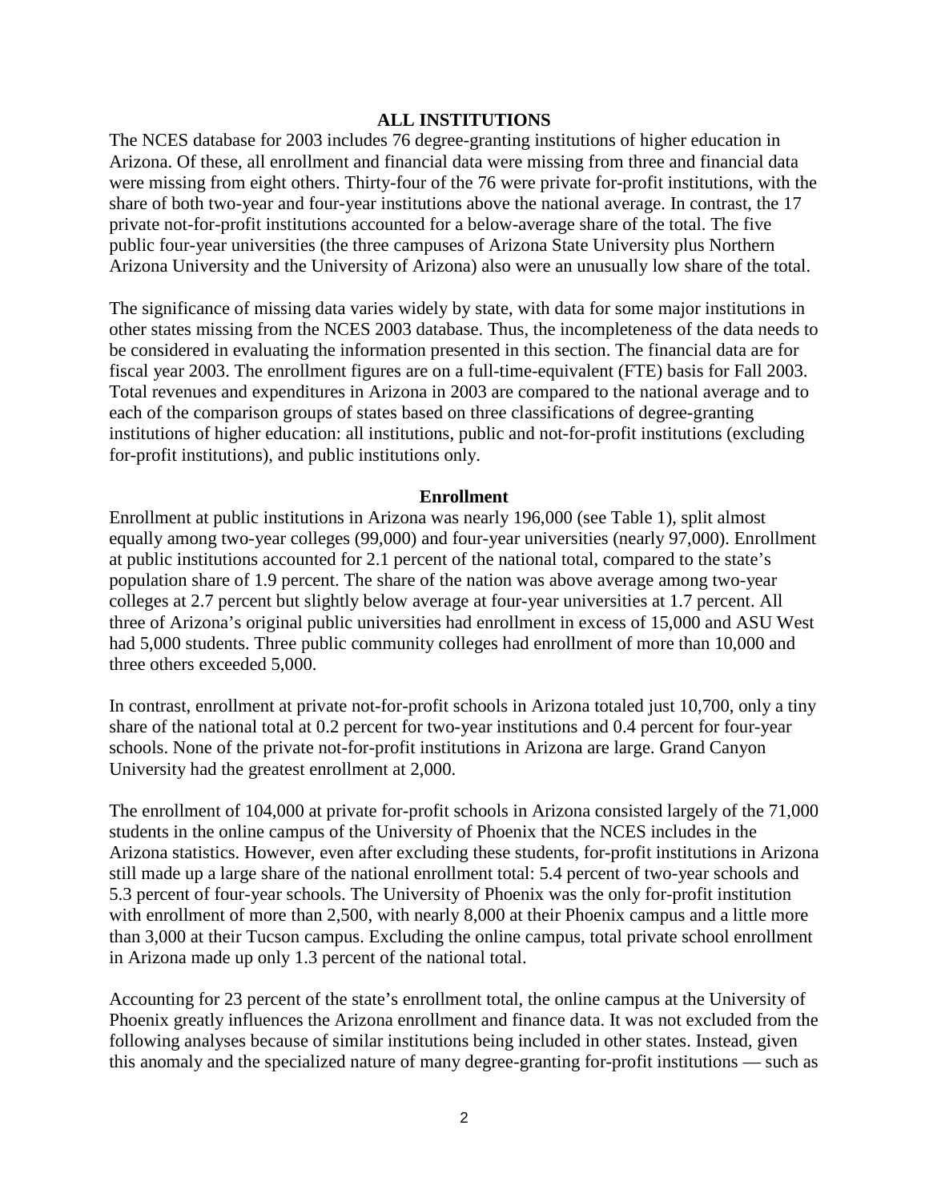## ALL INSTITUTIONS

The NCES database for 2003 includes 76 degree-granting institutions of higher education in Arizona. Of these, all enrollment and financial data were missing from three and financial data were missing from eight others. Thirty-four of the 76 were private for-profit institutions, with the share of both two-year and four-year institutions above the national average. In contrast, the 17 private not-for-profit institutions accounted for a below-average share of the total. The five public four-year universities (the three campuses of Arizona State University plus Northern Arizona University and the University of Arizona) also were an unusually low share of the total.

The significance of missing data varies widely by state, with data for some major institutions in other states missing from the NCES 2003 database. Thus, the incompleteness of the data needs to be considered in evaluating the information presented in this section. The financial data are for fiscal year 2003. The enrollment figures are on a full-time-equivalent (FTE) basis for Fall 2003. Total revenues and expenditures in Arizona in 2003 are compared to the national average and to each of the comparison groups of states based on three classifications of degree-granting institutions of higher education: all institutions, public and not-for-profit institutions (excluding for-profit institutions), and public institutions only.

### Enrollment

Enrollment at public institutions in Arizona was nearly 196,000 (see Table 1), split almost equally among two-year colleges (99,000) and four-year universities (nearly 97,000). Enrollment at public institutions accounted for 2.1 percent of the national total, compared to the state's population share of 1.9 percent. The share of the nation was above average among two-year colleges at 2.7 percent but slightly below average at four-year universities at 1.7 percent. All three of Arizona's original public universities had enrollment in excess of 15,000 and ASU West had 5,000 students. Three public community colleges had enrollment of more than 10,000 and three others exceeded 5,000.

In contrast, enrollment at private not-for-profit schools in Arizona totaled just 10,700, only a tiny share of the national total at 0.2 percent for two-year institutions and 0.4 percent for four-year schools. None of the private not-for-profit institutions in Arizona are large. Grand Canyon University had the greatest enrollment at 2,000.

The enrollment of 104,000 at private for-profit schools in Arizona consisted largely of the 71,000 students in the online campus of the University of Phoenix that the NCES includes in the Arizona statistics. However, even after excluding these students, for-profit institutions in Arizona still made up a large share of the national enrollment total: 5.4 percent of two-year schools and 5.3 percent of four-year schools. The University of Phoenix was the only for-profit institution with enrollment of more than 2,500, with nearly 8,000 at their Phoenix campus and a little more than 3,000 at their Tucson campus. Excluding the online campus, total private school enrollment in Arizona made up only 1.3 percent of the national total.

Accounting for 23 percent of the state's enrollment total, the online campus at the University of Phoenix greatly influences the Arizona enrollment and finance data. It was not excluded from the following analyses because of similar institutions being included in other states. Instead, given this anomaly and the specialized nature of many degree-granting for-profit institutions — such as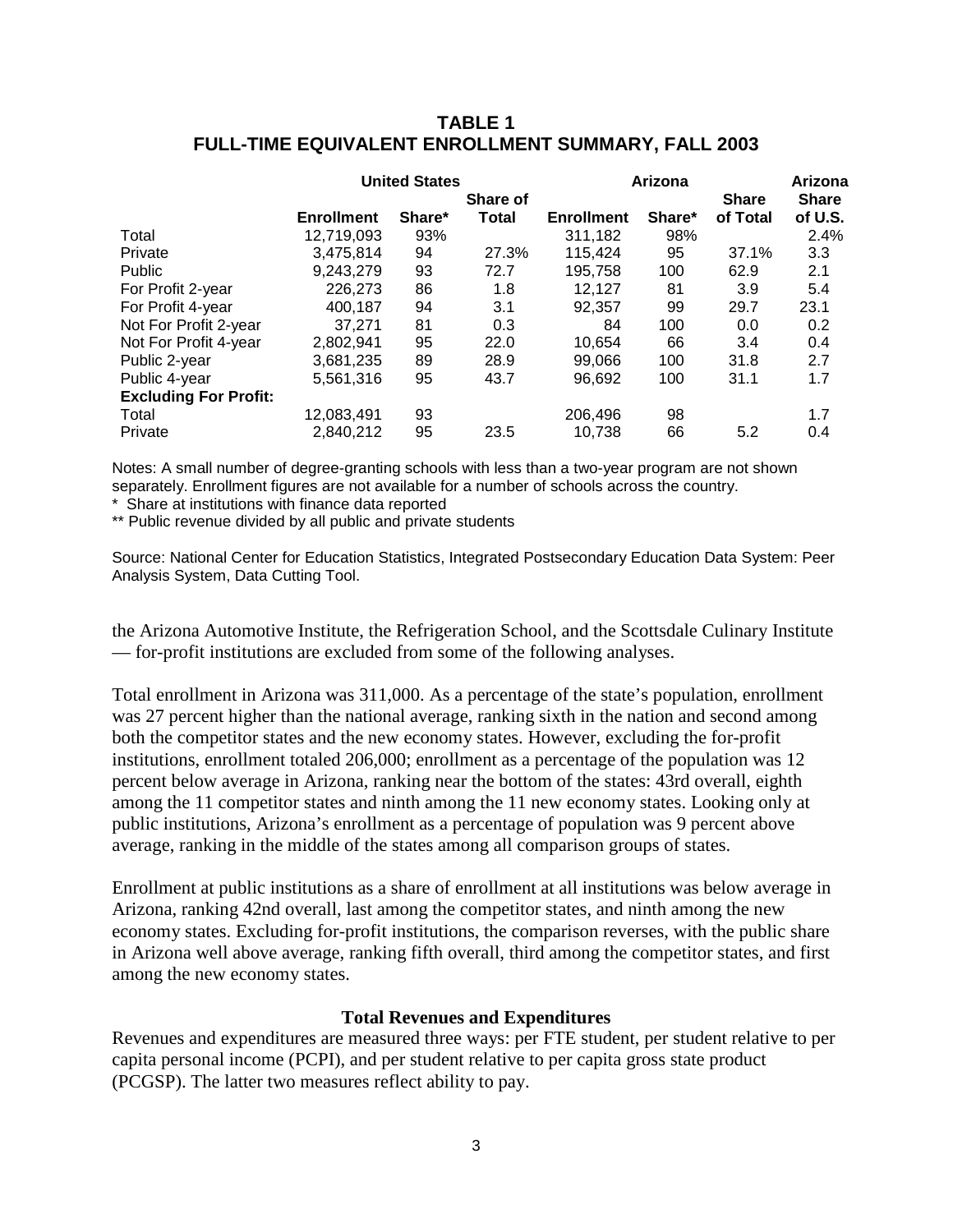## TABLE 1
## FULL-TIME EQUIVALENT ENROLLMENT SUMMARY, FALL 2003

| | United States | | | Arizona | | | Arizona |
|---|---|---|---|---|---|---|---|
| | Enrollment | Share* | Share of Total | Enrollment | Share* | Share of Total | Share of U.S. |
| Total | 12,719,093 | 93% | | 311,182 | 98% | | 2.4% |
| Private | 3,475,814 | 94 | 27.3% | 115,424 | 95 | 37.1% | 3.3 |
| Public | 9,243,279 | 93 | 72.7 | 195,758 | 100 | 62.9 | 2.1 |
| For Profit 2-year | 226,273 | 86 | 1.8 | 12,127 | 81 | 3.9 | 5.4 |
| For Profit 4-year | 400,187 | 94 | 3.1 | 92,357 | 99 | 29.7 | 23.1 |
| Not For Profit 2-year | 37,271 | 81 | 0.3 | 84 | 100 | 0.0 | 0.2 |
| Not For Profit 4-year | 2,802,941 | 95 | 22.0 | 10,654 | 66 | 3.4 | 0.4 |
| Public 2-year | 3,681,235 | 89 | 28.9 | 99,066 | 100 | 31.8 | 2.7 |
| Public 4-year | 5,561,316 | 95 | 43.7 | 96,692 | 100 | 31.1 | 1.7 |
| **Excluding For Profit:** | | | | | | | |
| Total | 12,083,491 | 93 | | 206,496 | 98 | | 1.7 |
| Private | 2,840,212 | 95 | 23.5 | 10,738 | 66 | 5.2 | 0.4 |

Notes: A small number of degree-granting schools with less than a two-year program are not shown separately. Enrollment figures are not available for a number of schools across the country.

\* Share at institutions with finance data reported

\*\* Public revenue divided by all public and private students

Source: National Center for Education Statistics, Integrated Postsecondary Education Data System: Peer Analysis System, Data Cutting Tool.

the Arizona Automotive Institute, the Refrigeration School, and the Scottsdale Culinary Institute — for-profit institutions are excluded from some of the following analyses.

Total enrollment in Arizona was 311,000. As a percentage of the state's population, enrollment was 27 percent higher than the national average, ranking sixth in the nation and second among both the competitor states and the new economy states. However, excluding the for-profit institutions, enrollment totaled 206,000; enrollment as a percentage of the population was 12 percent below average in Arizona, ranking near the bottom of the states: 43rd overall, eighth among the 11 competitor states and ninth among the 11 new economy states. Looking only at public institutions, Arizona's enrollment as a percentage of population was 9 percent above average, ranking in the middle of the states among all comparison groups of states.

Enrollment at public institutions as a share of enrollment at all institutions was below average in Arizona, ranking 42nd overall, last among the competitor states, and ninth among the new economy states. Excluding for-profit institutions, the comparison reverses, with the public share in Arizona well above average, ranking fifth overall, third among the competitor states, and first among the new economy states.

### Total Revenues and Expenditures

Revenues and expenditures are measured three ways: per FTE student, per student relative to per capita personal income (PCPI), and per student relative to per capita gross state product (PCGSP). The latter two measures reflect ability to pay.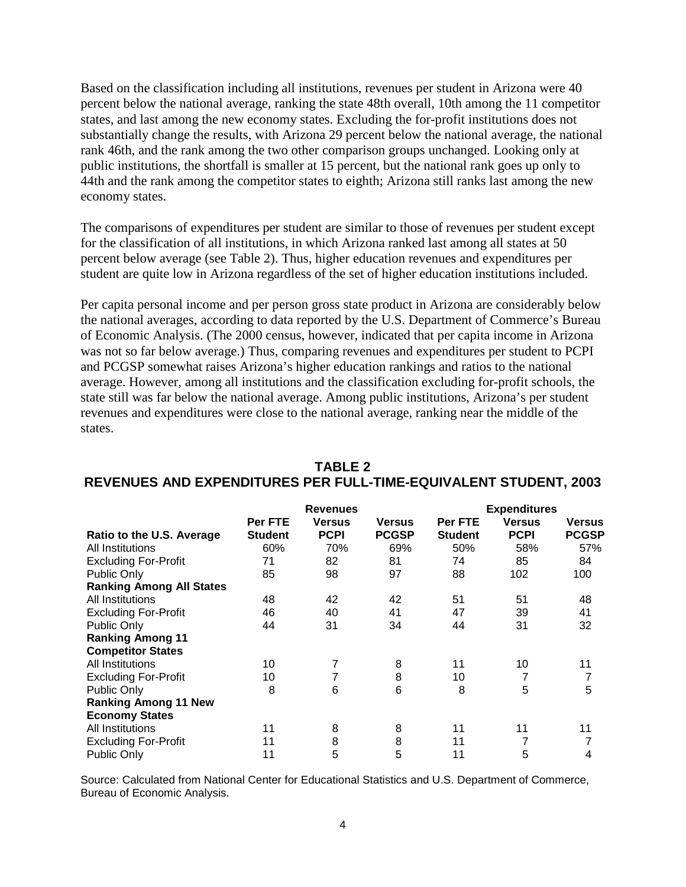Based on the classification including all institutions, revenues per student in Arizona were 40 percent below the national average, ranking the state 48th overall, 10th among the 11 competitor states, and last among the new economy states. Excluding the for-profit institutions does not substantially change the results, with Arizona 29 percent below the national average, the national rank 46th, and the rank among the two other comparison groups unchanged. Looking only at public institutions, the shortfall is smaller at 15 percent, but the national rank goes up only to 44th and the rank among the competitor states to eighth; Arizona still ranks last among the new economy states.

The comparisons of expenditures per student are similar to those of revenues per student except for the classification of all institutions, in which Arizona ranked last among all states at 50 percent below average (see Table 2). Thus, higher education revenues and expenditures per student are quite low in Arizona regardless of the set of higher education institutions included.

Per capita personal income and per person gross state product in Arizona are considerably below the national averages, according to data reported by the U.S. Department of Commerce's Bureau of Economic Analysis. (The 2000 census, however, indicated that per capita income in Arizona was not so far below average.) Thus, comparing revenues and expenditures per student to PCPI and PCGSP somewhat raises Arizona's higher education rankings and ratios to the national average. However, among all institutions and the classification excluding for-profit schools, the state still was far below the national average. Among public institutions, Arizona's per student revenues and expenditures were close to the national average, ranking near the middle of the states.

## TABLE 2
## REVENUES AND EXPENDITURES PER FULL-TIME-EQUIVALENT STUDENT, 2003

| | Revenues | | | Expenditures | | |
|---|---|---|---|---|---|---|
| | Per FTE Student | Versus PCPI | Versus PCGSP | Per FTE Student | Versus PCPI | Versus PCGSP |
| **Ratio to the U.S. Average** | | | | | | |
| All Institutions | 60% | 70% | 69% | 50% | 58% | 57% |
| Excluding For-Profit | 71 | 82 | 81 | 74 | 85 | 84 |
| Public Only | 85 | 98 | 97 | 88 | 102 | 100 |
| **Ranking Among All States** | | | | | | |
| All Institutions | 48 | 42 | 42 | 51 | 51 | 48 |
| Excluding For-Profit | 46 | 40 | 41 | 47 | 39 | 41 |
| Public Only | 44 | 31 | 34 | 44 | 31 | 32 |
| **Ranking Among 11 Competitor States** | | | | | | |
| All Institutions | 10 | 7 | 8 | 11 | 10 | 11 |
| Excluding For-Profit | 10 | 7 | 8 | 10 | 7 | 7 |
| Public Only | 8 | 6 | 6 | 8 | 5 | 5 |
| **Ranking Among 11 New Economy States** | | | | | | |
| All Institutions | 11 | 8 | 8 | 11 | 11 | 11 |
| Excluding For-Profit | 11 | 8 | 8 | 11 | 7 | 7 |
| Public Only | 11 | 5 | 5 | 11 | 5 | 4 |

Source: Calculated from National Center for Educational Statistics and U.S. Department of Commerce, Bureau of Economic Analysis.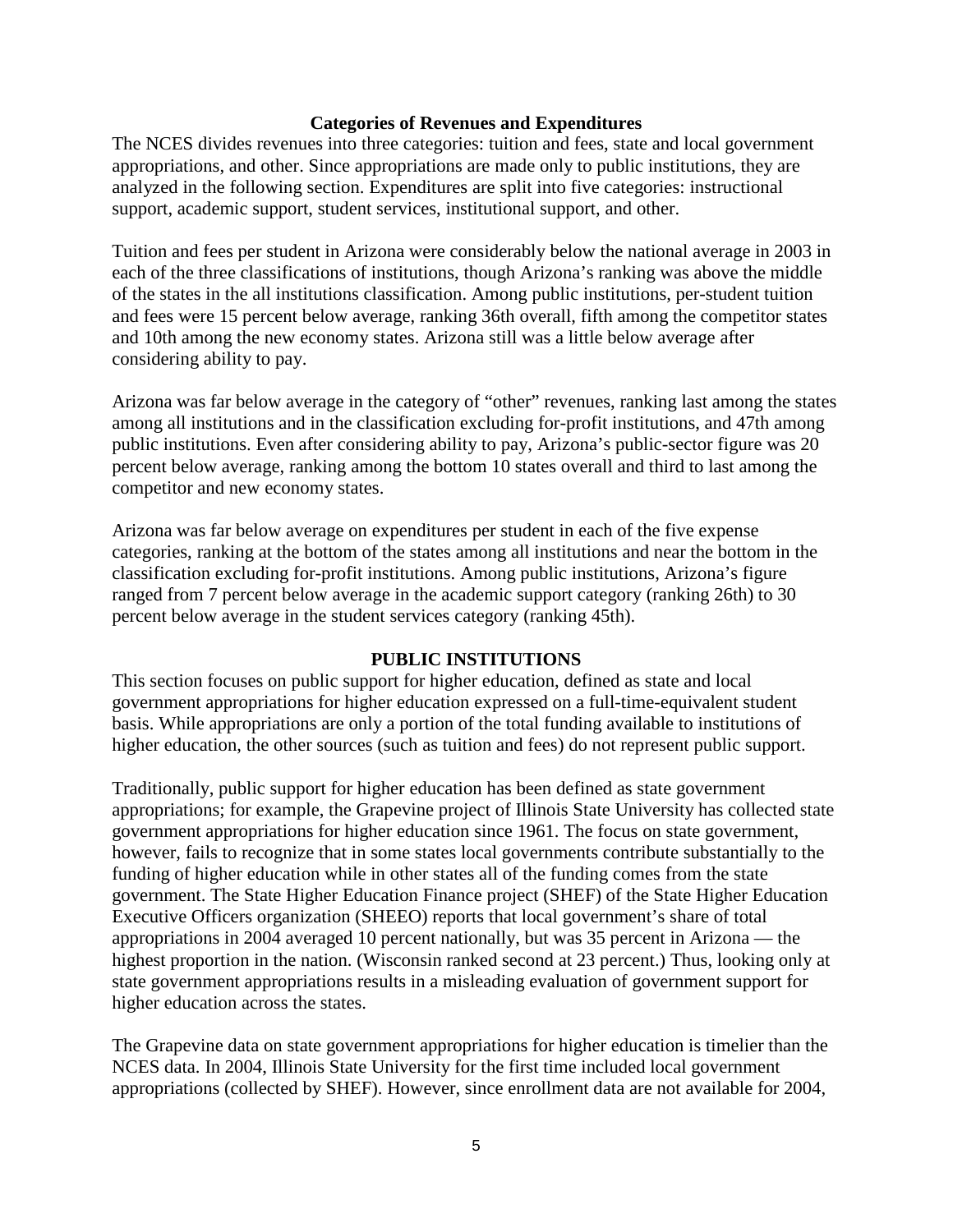### Categories of Revenues and Expenditures

The NCES divides revenues into three categories: tuition and fees, state and local government appropriations, and other. Since appropriations are made only to public institutions, they are analyzed in the following section. Expenditures are split into five categories: instructional support, academic support, student services, institutional support, and other.

Tuition and fees per student in Arizona were considerably below the national average in 2003 in each of the three classifications of institutions, though Arizona's ranking was above the middle of the states in the all institutions classification. Among public institutions, per-student tuition and fees were 15 percent below average, ranking 36th overall, fifth among the competitor states and 10th among the new economy states. Arizona still was a little below average after considering ability to pay.

Arizona was far below average in the category of "other" revenues, ranking last among the states among all institutions and in the classification excluding for-profit institutions, and 47th among public institutions. Even after considering ability to pay, Arizona's public-sector figure was 20 percent below average, ranking among the bottom 10 states overall and third to last among the competitor and new economy states.

Arizona was far below average on expenditures per student in each of the five expense categories, ranking at the bottom of the states among all institutions and near the bottom in the classification excluding for-profit institutions. Among public institutions, Arizona's figure ranged from 7 percent below average in the academic support category (ranking 26th) to 30 percent below average in the student services category (ranking 45th).

## PUBLIC INSTITUTIONS

This section focuses on public support for higher education, defined as state and local government appropriations for higher education expressed on a full-time-equivalent student basis. While appropriations are only a portion of the total funding available to institutions of higher education, the other sources (such as tuition and fees) do not represent public support.

Traditionally, public support for higher education has been defined as state government appropriations; for example, the Grapevine project of Illinois State University has collected state government appropriations for higher education since 1961. The focus on state government, however, fails to recognize that in some states local governments contribute substantially to the funding of higher education while in other states all of the funding comes from the state government. The State Higher Education Finance project (SHEF) of the State Higher Education Executive Officers organization (SHEEO) reports that local government's share of total appropriations in 2004 averaged 10 percent nationally, but was 35 percent in Arizona — the highest proportion in the nation. (Wisconsin ranked second at 23 percent.) Thus, looking only at state government appropriations results in a misleading evaluation of government support for higher education across the states.

The Grapevine data on state government appropriations for higher education is timelier than the NCES data. In 2004, Illinois State University for the first time included local government appropriations (collected by SHEF). However, since enrollment data are not available for 2004,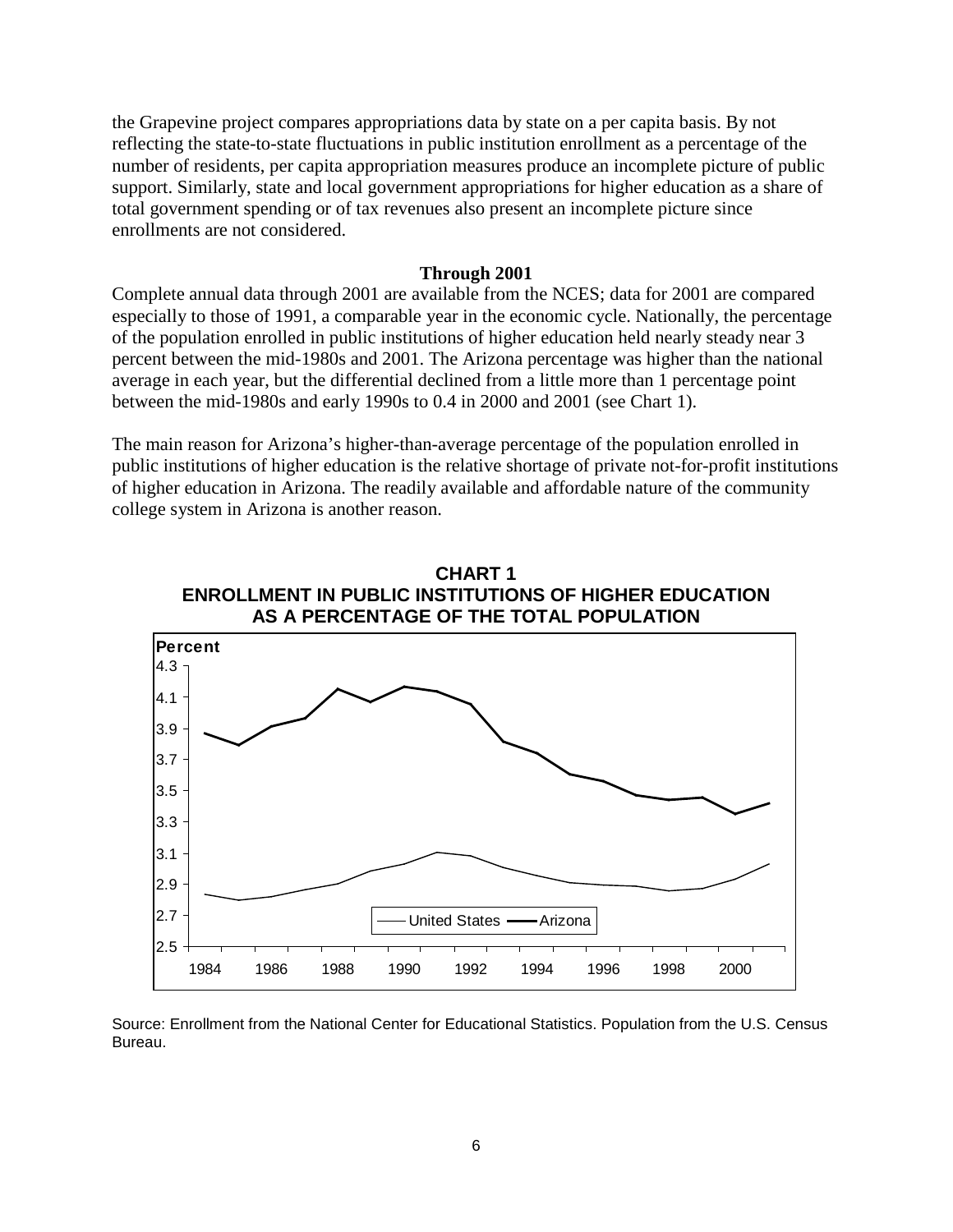the Grapevine project compares appropriations data by state on a per capita basis. By not reflecting the state-to-state fluctuations in public institution enrollment as a percentage of the number of residents, per capita appropriation measures produce an incomplete picture of public support. Similarly, state and local government appropriations for higher education as a share of total government spending or of tax revenues also present an incomplete picture since enrollments are not considered.

### Through 2001

Complete annual data through 2001 are available from the NCES; data for 2001 are compared especially to those of 1991, a comparable year in the economic cycle. Nationally, the percentage of the population enrolled in public institutions of higher education held nearly steady near 3 percent between the mid-1980s and 2001. The Arizona percentage was higher than the national average in each year, but the differential declined from a little more than 1 percentage point between the mid-1980s and early 1990s to 0.4 in 2000 and 2001 (see Chart 1).

The main reason for Arizona's higher-than-average percentage of the population enrolled in public institutions of higher education is the relative shortage of private not-for-profit institutions of higher education in Arizona. The readily available and affordable nature of the community college system in Arizona is another reason.

**CHART 1**
**ENROLLMENT IN PUBLIC INSTITUTIONS OF HIGHER EDUCATION AS A PERCENTAGE OF THE TOTAL POPULATION**

Source: Enrollment from the National Center for Educational Statistics. Population from the U.S. Census Bureau.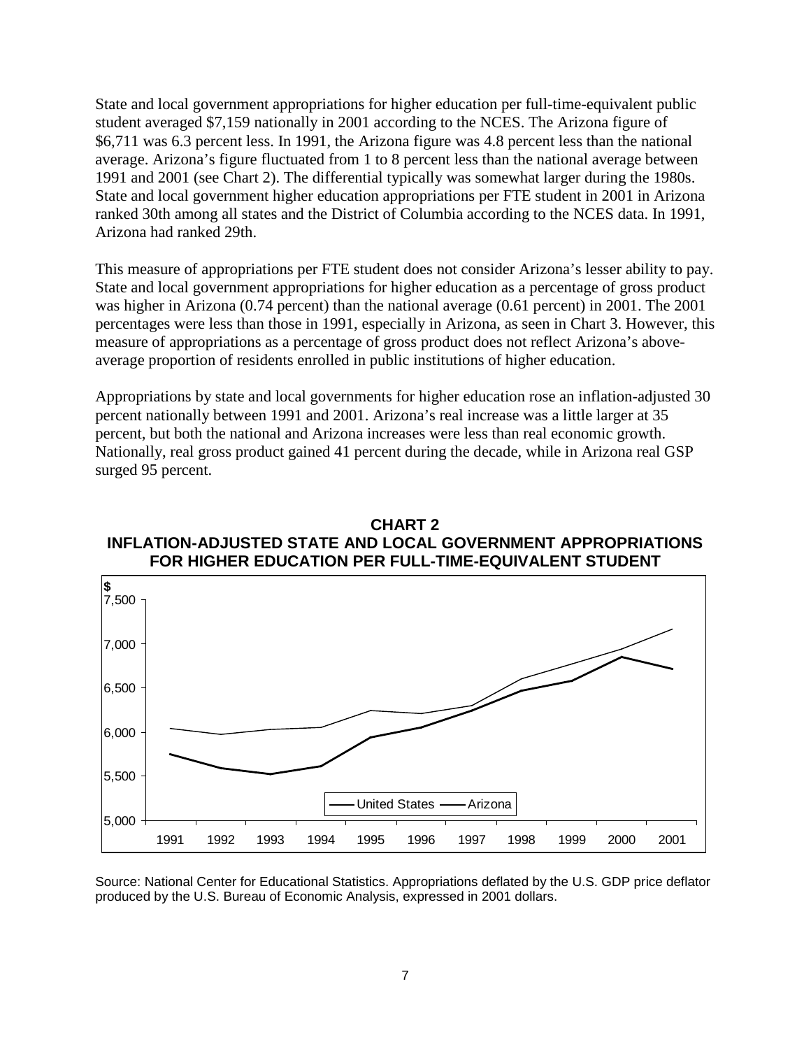State and local government appropriations for higher education per full-time-equivalent public student averaged $7,159 nationally in 2001 according to the NCES. The Arizona figure of $6,711 was 6.3 percent less. In 1991, the Arizona figure was 4.8 percent less than the national average. Arizona's figure fluctuated from 1 to 8 percent less than the national average between 1991 and 2001 (see Chart 2). The differential typically was somewhat larger during the 1980s. State and local government higher education appropriations per FTE student in 2001 in Arizona ranked 30th among all states and the District of Columbia according to the NCES data. In 1991, Arizona had ranked 29th.

This measure of appropriations per FTE student does not consider Arizona's lesser ability to pay. State and local government appropriations for higher education as a percentage of gross product was higher in Arizona (0.74 percent) than the national average (0.61 percent) in 2001. The 2001 percentages were less than those in 1991, especially in Arizona, as seen in Chart 3. However, this measure of appropriations as a percentage of gross product does not reflect Arizona's above-average proportion of residents enrolled in public institutions of higher education.

Appropriations by state and local governments for higher education rose an inflation-adjusted 30 percent nationally between 1991 and 2001. Arizona's real increase was a little larger at 35 percent, but both the national and Arizona increases were less than real economic growth. Nationally, real gross product gained 41 percent during the decade, while in Arizona real GSP surged 95 percent.

**CHART 2**
**INFLATION-ADJUSTED STATE AND LOCAL GOVERNMENT APPROPRIATIONS FOR HIGHER EDUCATION PER FULL-TIME-EQUIVALENT STUDENT**

Source: National Center for Educational Statistics. Appropriations deflated by the U.S. GDP price deflator produced by the U.S. Bureau of Economic Analysis, expressed in 2001 dollars.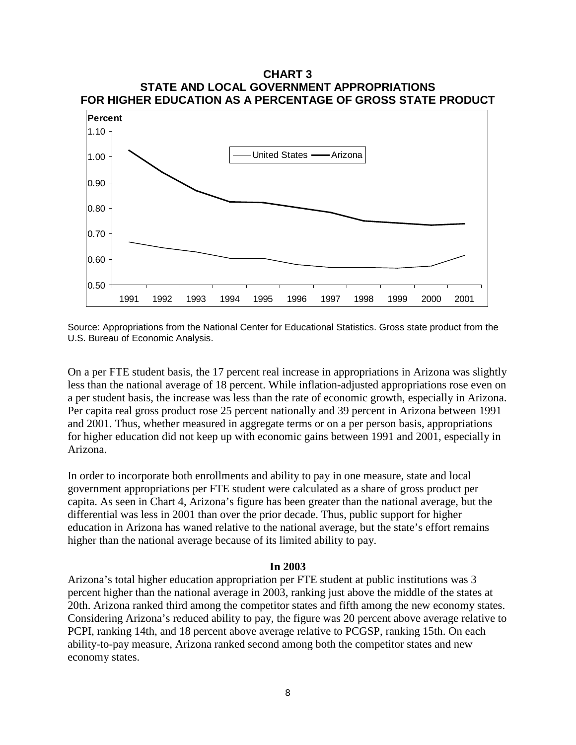**CHART 3**
**STATE AND LOCAL GOVERNMENT APPROPRIATIONS FOR HIGHER EDUCATION AS A PERCENTAGE OF GROSS STATE PRODUCT**

Source: Appropriations from the National Center for Educational Statistics. Gross state product from the U.S. Bureau of Economic Analysis.

On a per FTE student basis, the 17 percent real increase in appropriations in Arizona was slightly less than the national average of 18 percent. While inflation-adjusted appropriations rose even on a per student basis, the increase was less than the rate of economic growth, especially in Arizona. Per capita real gross product rose 25 percent nationally and 39 percent in Arizona between 1991 and 2001. Thus, whether measured in aggregate terms or on a per person basis, appropriations for higher education did not keep up with economic gains between 1991 and 2001, especially in Arizona.

In order to incorporate both enrollments and ability to pay in one measure, state and local government appropriations per FTE student were calculated as a share of gross product per capita. As seen in Chart 4, Arizona's figure has been greater than the national average, but the differential was less in 2001 than over the prior decade. Thus, public support for higher education in Arizona has waned relative to the national average, but the state's effort remains higher than the national average because of its limited ability to pay.

**In 2003**

Arizona's total higher education appropriation per FTE student at public institutions was 3 percent higher than the national average in 2003, ranking just above the middle of the states at 20th. Arizona ranked third among the competitor states and fifth among the new economy states. Considering Arizona's reduced ability to pay, the figure was 20 percent above average relative to PCPI, ranking 14th, and 18 percent above average relative to PCGSP, ranking 15th. On each ability-to-pay measure, Arizona ranked second among both the competitor states and new economy states.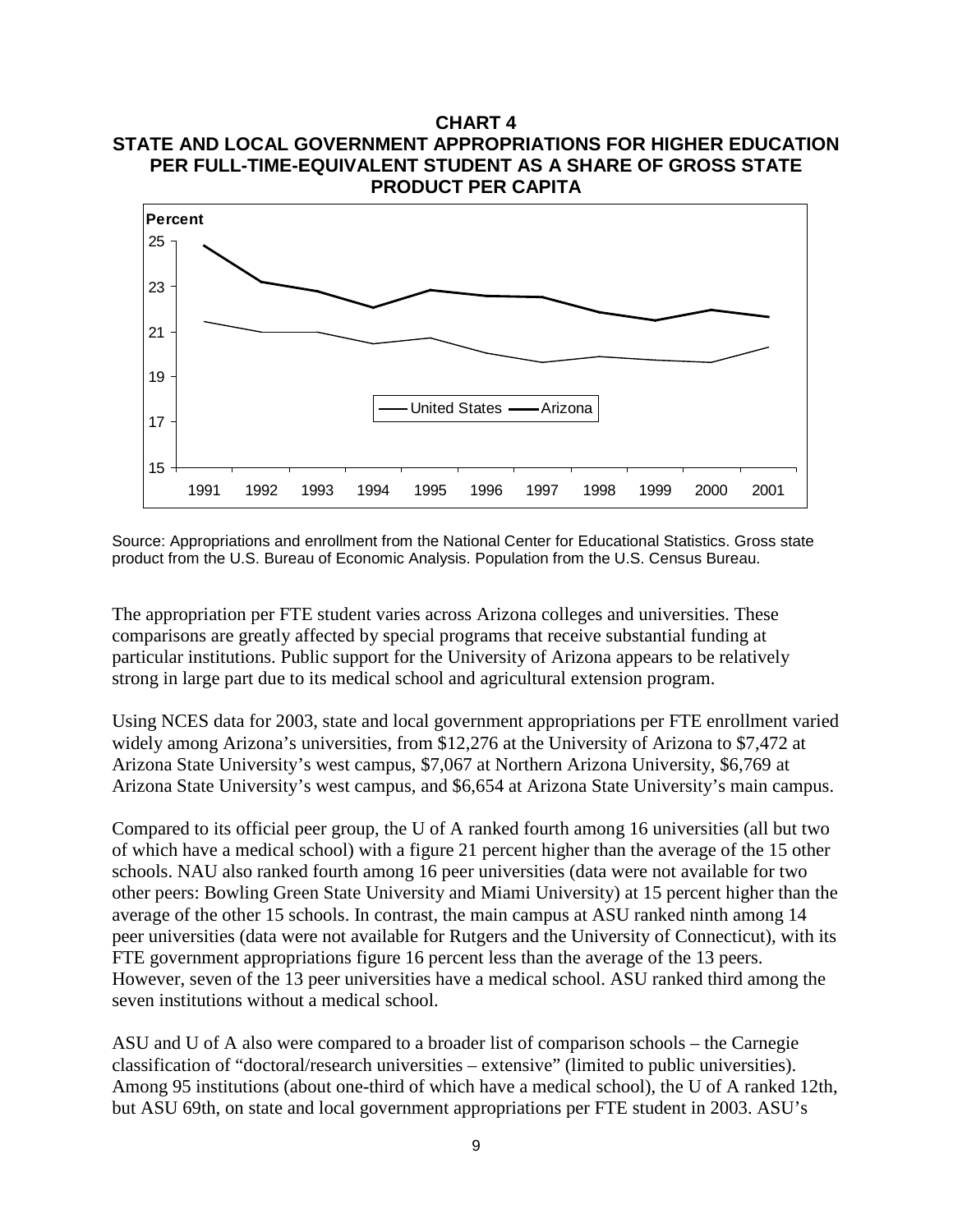**CHART 4**
**STATE AND LOCAL GOVERNMENT APPROPRIATIONS FOR HIGHER EDUCATION PER FULL-TIME-EQUIVALENT STUDENT AS A SHARE OF GROSS STATE PRODUCT PER CAPITA**

Source: Appropriations and enrollment from the National Center for Educational Statistics. Gross state product from the U.S. Bureau of Economic Analysis. Population from the U.S. Census Bureau.

The appropriation per FTE student varies across Arizona colleges and universities. These comparisons are greatly affected by special programs that receive substantial funding at particular institutions. Public support for the University of Arizona appears to be relatively strong in large part due to its medical school and agricultural extension program.

Using NCES data for 2003, state and local government appropriations per FTE enrollment varied widely among Arizona's universities, from $12,276 at the University of Arizona to $7,472 at Arizona State University's west campus, $7,067 at Northern Arizona University, $6,769 at Arizona State University's west campus, and $6,654 at Arizona State University's main campus.

Compared to its official peer group, the U of A ranked fourth among 16 universities (all but two of which have a medical school) with a figure 21 percent higher than the average of the 15 other schools. NAU also ranked fourth among 16 peer universities (data were not available for two other peers: Bowling Green State University and Miami University) at 15 percent higher than the average of the other 15 schools. In contrast, the main campus at ASU ranked ninth among 14 peer universities (data were not available for Rutgers and the University of Connecticut), with its FTE government appropriations figure 16 percent less than the average of the 13 peers. However, seven of the 13 peer universities have a medical school. ASU ranked third among the seven institutions without a medical school.

ASU and U of A also were compared to a broader list of comparison schools – the Carnegie classification of "doctoral/research universities – extensive" (limited to public universities). Among 95 institutions (about one-third of which have a medical school), the U of A ranked 12th, but ASU 69th, on state and local government appropriations per FTE student in 2003. ASU's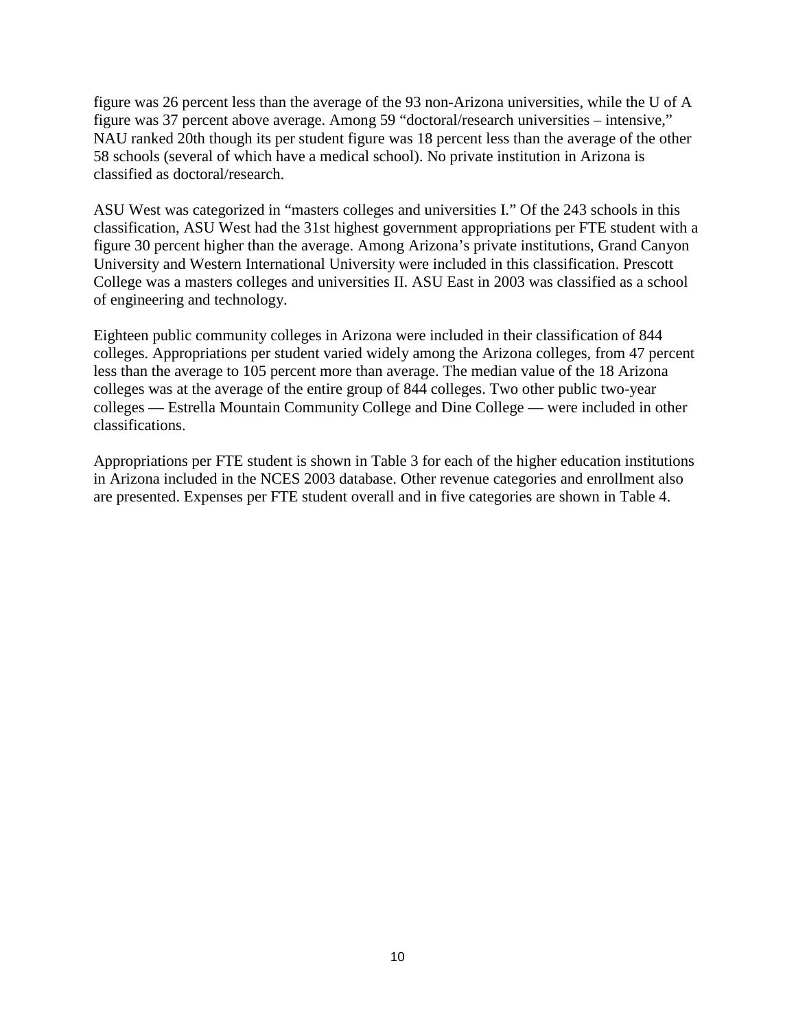figure was 26 percent less than the average of the 93 non-Arizona universities, while the U of A figure was 37 percent above average. Among 59 "doctoral/research universities – intensive," NAU ranked 20th though its per student figure was 18 percent less than the average of the other 58 schools (several of which have a medical school). No private institution in Arizona is classified as doctoral/research.

ASU West was categorized in "masters colleges and universities I." Of the 243 schools in this classification, ASU West had the 31st highest government appropriations per FTE student with a figure 30 percent higher than the average. Among Arizona's private institutions, Grand Canyon University and Western International University were included in this classification. Prescott College was a masters colleges and universities II. ASU East in 2003 was classified as a school of engineering and technology.

Eighteen public community colleges in Arizona were included in their classification of 844 colleges. Appropriations per student varied widely among the Arizona colleges, from 47 percent less than the average to 105 percent more than average. The median value of the 18 Arizona colleges was at the average of the entire group of 844 colleges. Two other public two-year colleges — Estrella Mountain Community College and Dine College — were included in other classifications.

Appropriations per FTE student is shown in Table 3 for each of the higher education institutions in Arizona included in the NCES 2003 database. Other revenue categories and enrollment also are presented. Expenses per FTE student overall and in five categories are shown in Table 4.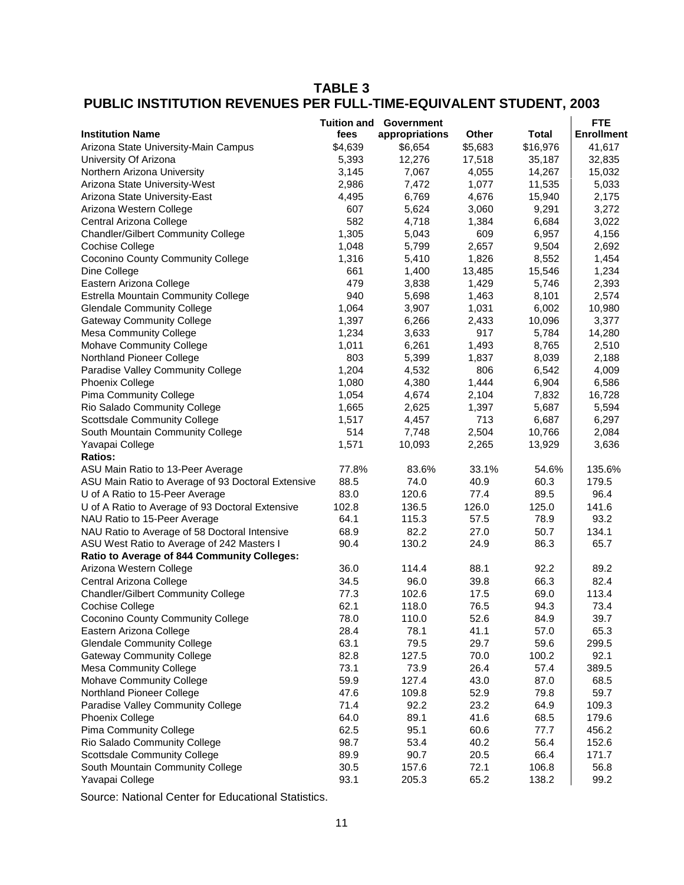## TABLE 3
## PUBLIC INSTITUTION REVENUES PER FULL-TIME-EQUIVALENT STUDENT, 2003

| Institution Name | Tuition and fees | Government appropriations | Other | Total | FTE Enrollment |
|---|---|---|---|---|---|
| Arizona State University-Main Campus | $4,639 | $6,654 | $5,683 | $16,976 | 41,617 |
| University Of Arizona | 5,393 | 12,276 | 17,518 | 35,187 | 32,835 |
| Northern Arizona University | 3,145 | 7,067 | 4,055 | 14,267 | 15,032 |
| Arizona State University-West | 2,986 | 7,472 | 1,077 | 11,535 | 5,033 |
| Arizona State University-East | 4,495 | 6,769 | 4,676 | 15,940 | 2,175 |
| Arizona Western College | 607 | 5,624 | 3,060 | 9,291 | 3,272 |
| Central Arizona College | 582 | 4,718 | 1,384 | 6,684 | 3,022 |
| Chandler/Gilbert Community College | 1,305 | 5,043 | 609 | 6,957 | 4,156 |
| Cochise College | 1,048 | 5,799 | 2,657 | 9,504 | 2,692 |
| Coconino County Community College | 1,316 | 5,410 | 1,826 | 8,552 | 1,454 |
| Dine College | 661 | 1,400 | 13,485 | 15,546 | 1,234 |
| Eastern Arizona College | 479 | 3,838 | 1,429 | 5,746 | 2,393 |
| Estrella Mountain Community College | 940 | 5,698 | 1,463 | 8,101 | 2,574 |
| Glendale Community College | 1,064 | 3,907 | 1,031 | 6,002 | 10,980 |
| Gateway Community College | 1,397 | 6,266 | 2,433 | 10,096 | 3,377 |
| Mesa Community College | 1,234 | 3,633 | 917 | 5,784 | 14,280 |
| Mohave Community College | 1,011 | 6,261 | 1,493 | 8,765 | 2,510 |
| Northland Pioneer College | 803 | 5,399 | 1,837 | 8,039 | 2,188 |
| Paradise Valley Community College | 1,204 | 4,532 | 806 | 6,542 | 4,009 |
| Phoenix College | 1,080 | 4,380 | 1,444 | 6,904 | 6,586 |
| Pima Community College | 1,054 | 4,674 | 2,104 | 7,832 | 16,728 |
| Rio Salado Community College | 1,665 | 2,625 | 1,397 | 5,687 | 5,594 |
| Scottsdale Community College | 1,517 | 4,457 | 713 | 6,687 | 6,297 |
| South Mountain Community College | 514 | 7,748 | 2,504 | 10,766 | 2,084 |
| Yavapai College | 1,571 | 10,093 | 2,265 | 13,929 | 3,636 |
| **Ratios:** | | | | | |
| ASU Main Ratio to 13-Peer Average | 77.8% | 83.6% | 33.1% | 54.6% | 135.6% |
| ASU Main Ratio to Average of 93 Doctoral Extensive | 88.5 | 74.0 | 40.9 | 60.3 | 179.5 |
| U of A Ratio to 15-Peer Average | 83.0 | 120.6 | 77.4 | 89.5 | 96.4 |
| U of A Ratio to Average of 93 Doctoral Extensive | 102.8 | 136.5 | 126.0 | 125.0 | 141.6 |
| NAU Ratio to 15-Peer Average | 64.1 | 115.3 | 57.5 | 78.9 | 93.2 |
| NAU Ratio to Average of 58 Doctoral Intensive | 68.9 | 82.2 | 27.0 | 50.7 | 134.1 |
| ASU West Ratio to Average of 242 Masters I | 90.4 | 130.2 | 24.9 | 86.3 | 65.7 |
| **Ratio to Average of 844 Community Colleges:** | | | | | |
| Arizona Western College | 36.0 | 114.4 | 88.1 | 92.2 | 89.2 |
| Central Arizona College | 34.5 | 96.0 | 39.8 | 66.3 | 82.4 |
| Chandler/Gilbert Community College | 77.3 | 102.6 | 17.5 | 69.0 | 113.4 |
| Cochise College | 62.1 | 118.0 | 76.5 | 94.3 | 73.4 |
| Coconino County Community College | 78.0 | 110.0 | 52.6 | 84.9 | 39.7 |
| Eastern Arizona College | 28.4 | 78.1 | 41.1 | 57.0 | 65.3 |
| Glendale Community College | 63.1 | 79.5 | 29.7 | 59.6 | 299.5 |
| Gateway Community College | 82.8 | 127.5 | 70.0 | 100.2 | 92.1 |
| Mesa Community College | 73.1 | 73.9 | 26.4 | 57.4 | 389.5 |
| Mohave Community College | 59.9 | 127.4 | 43.0 | 87.0 | 68.5 |
| Northland Pioneer College | 47.6 | 109.8 | 52.9 | 79.8 | 59.7 |
| Paradise Valley Community College | 71.4 | 92.2 | 23.2 | 64.9 | 109.3 |
| Phoenix College | 64.0 | 89.1 | 41.6 | 68.5 | 179.6 |
| Pima Community College | 62.5 | 95.1 | 60.6 | 77.7 | 456.2 |
| Rio Salado Community College | 98.7 | 53.4 | 40.2 | 56.4 | 152.6 |
| Scottsdale Community College | 89.9 | 90.7 | 20.5 | 66.4 | 171.7 |
| South Mountain Community College | 30.5 | 157.6 | 72.1 | 106.8 | 56.8 |
| Yavapai College | 93.1 | 205.3 | 65.2 | 138.2 | 99.2 |

Source: National Center for Educational Statistics.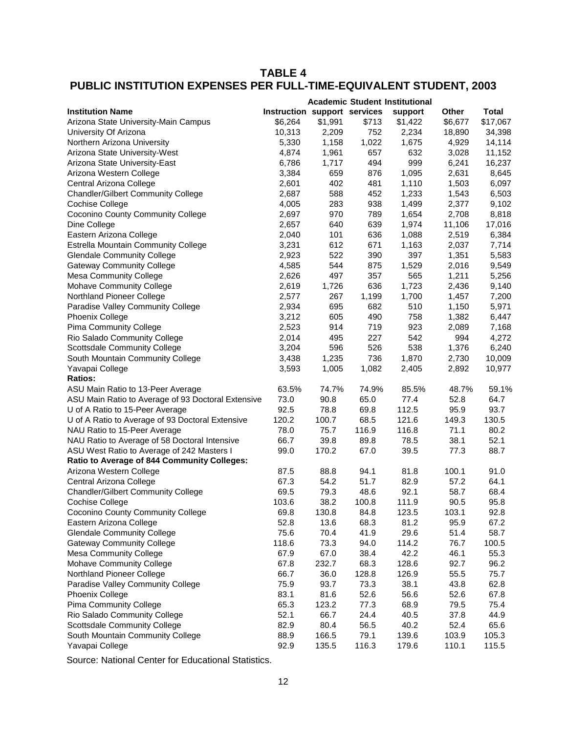## TABLE 4
## PUBLIC INSTITUTION EXPENSES PER FULL-TIME-EQUIVALENT STUDENT, 2003

| Institution Name | Instruction | Academic support | Student services | Institutional support | Other | Total |
|---|---|---|---|---|---|---|
| Arizona State University-Main Campus | $6,264 | $1,991 | $713 | $1,422 | $6,677 | $17,067 |
| University Of Arizona | 10,313 | 2,209 | 752 | 2,234 | 18,890 | 34,398 |
| Northern Arizona University | 5,330 | 1,158 | 1,022 | 1,675 | 4,929 | 14,114 |
| Arizona State University-West | 4,874 | 1,961 | 657 | 632 | 3,028 | 11,152 |
| Arizona State University-East | 6,786 | 1,717 | 494 | 999 | 6,241 | 16,237 |
| Arizona Western College | 3,384 | 659 | 876 | 1,095 | 2,631 | 8,645 |
| Central Arizona College | 2,601 | 402 | 481 | 1,110 | 1,503 | 6,097 |
| Chandler/Gilbert Community College | 2,687 | 588 | 452 | 1,233 | 1,543 | 6,503 |
| Cochise College | 4,005 | 283 | 938 | 1,499 | 2,377 | 9,102 |
| Coconino County Community College | 2,697 | 970 | 789 | 1,654 | 2,708 | 8,818 |
| Dine College | 2,657 | 640 | 639 | 1,974 | 11,106 | 17,016 |
| Eastern Arizona College | 2,040 | 101 | 636 | 1,088 | 2,519 | 6,384 |
| Estrella Mountain Community College | 3,231 | 612 | 671 | 1,163 | 2,037 | 7,714 |
| Glendale Community College | 2,923 | 522 | 390 | 397 | 1,351 | 5,583 |
| Gateway Community College | 4,585 | 544 | 875 | 1,529 | 2,016 | 9,549 |
| Mesa Community College | 2,626 | 497 | 357 | 565 | 1,211 | 5,256 |
| Mohave Community College | 2,619 | 1,726 | 636 | 1,723 | 2,436 | 9,140 |
| Northland Pioneer College | 2,577 | 267 | 1,199 | 1,700 | 1,457 | 7,200 |
| Paradise Valley Community College | 2,934 | 695 | 682 | 510 | 1,150 | 5,971 |
| Phoenix College | 3,212 | 605 | 490 | 758 | 1,382 | 6,447 |
| Pima Community College | 2,523 | 914 | 719 | 923 | 2,089 | 7,168 |
| Rio Salado Community College | 2,014 | 495 | 227 | 542 | 994 | 4,272 |
| Scottsdale Community College | 3,204 | 596 | 526 | 538 | 1,376 | 6,240 |
| South Mountain Community College | 3,438 | 1,235 | 736 | 1,870 | 2,730 | 10,009 |
| Yavapai College | 3,593 | 1,005 | 1,082 | 2,405 | 2,892 | 10,977 |
| **Ratios:** | | | | | | |
| ASU Main Ratio to 13-Peer Average | 63.5% | 74.7% | 74.9% | 85.5% | 48.7% | 59.1% |
| ASU Main Ratio to Average of 93 Doctoral Extensive | 73.0 | 90.8 | 65.0 | 77.4 | 52.8 | 64.7 |
| U of A Ratio to 15-Peer Average | 92.5 | 78.8 | 69.8 | 112.5 | 95.9 | 93.7 |
| U of A Ratio to Average of 93 Doctoral Extensive | 120.2 | 100.7 | 68.5 | 121.6 | 149.3 | 130.5 |
| NAU Ratio to 15-Peer Average | 78.0 | 75.7 | 116.9 | 116.8 | 71.1 | 80.2 |
| NAU Ratio to Average of 58 Doctoral Intensive | 66.7 | 39.8 | 89.8 | 78.5 | 38.1 | 52.1 |
| ASU West Ratio to Average of 242 Masters I | 99.0 | 170.2 | 67.0 | 39.5 | 77.3 | 88.7 |
| **Ratio to Average of 844 Community Colleges:** | | | | | | |
| Arizona Western College | 87.5 | 88.8 | 94.1 | 81.8 | 100.1 | 91.0 |
| Central Arizona College | 67.3 | 54.2 | 51.7 | 82.9 | 57.2 | 64.1 |
| Chandler/Gilbert Community College | 69.5 | 79.3 | 48.6 | 92.1 | 58.7 | 68.4 |
| Cochise College | 103.6 | 38.2 | 100.8 | 111.9 | 90.5 | 95.8 |
| Coconino County Community College | 69.8 | 130.8 | 84.8 | 123.5 | 103.1 | 92.8 |
| Eastern Arizona College | 52.8 | 13.6 | 68.3 | 81.2 | 95.9 | 67.2 |
| Glendale Community College | 75.6 | 70.4 | 41.9 | 29.6 | 51.4 | 58.7 |
| Gateway Community College | 118.6 | 73.3 | 94.0 | 114.2 | 76.7 | 100.5 |
| Mesa Community College | 67.9 | 67.0 | 38.4 | 42.2 | 46.1 | 55.3 |
| Mohave Community College | 67.8 | 232.7 | 68.3 | 128.6 | 92.7 | 96.2 |
| Northland Pioneer College | 66.7 | 36.0 | 128.8 | 126.9 | 55.5 | 75.7 |
| Paradise Valley Community College | 75.9 | 93.7 | 73.3 | 38.1 | 43.8 | 62.8 |
| Phoenix College | 83.1 | 81.6 | 52.6 | 56.6 | 52.6 | 67.8 |
| Pima Community College | 65.3 | 123.2 | 77.3 | 68.9 | 79.5 | 75.4 |
| Rio Salado Community College | 52.1 | 66.7 | 24.4 | 40.5 | 37.8 | 44.9 |
| Scottsdale Community College | 82.9 | 80.4 | 56.5 | 40.2 | 52.4 | 65.6 |
| South Mountain Community College | 88.9 | 166.5 | 79.1 | 139.6 | 103.9 | 105.3 |
| Yavapai College | 92.9 | 135.5 | 116.3 | 179.6 | 110.1 | 115.5 |

Source: National Center for Educational Statistics.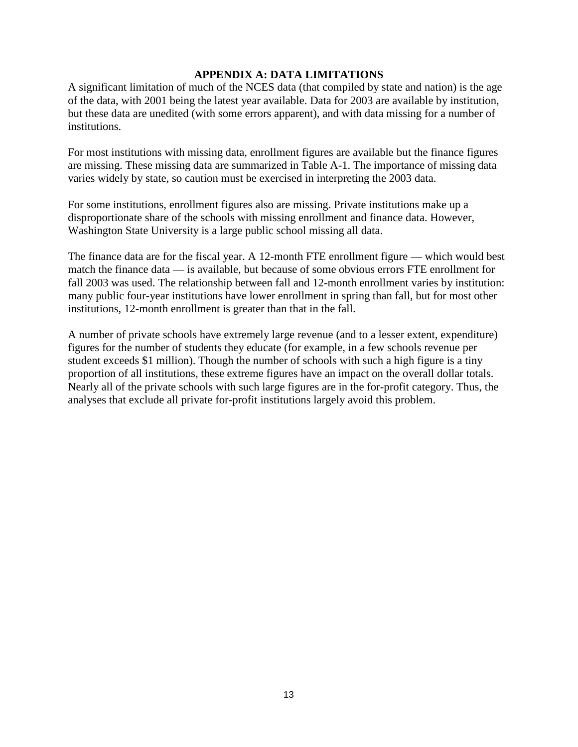## APPENDIX A: DATA LIMITATIONS

A significant limitation of much of the NCES data (that compiled by state and nation) is the age of the data, with 2001 being the latest year available. Data for 2003 are available by institution, but these data are unedited (with some errors apparent), and with data missing for a number of institutions.

For most institutions with missing data, enrollment figures are available but the finance figures are missing. These missing data are summarized in Table A-1. The importance of missing data varies widely by state, so caution must be exercised in interpreting the 2003 data.

For some institutions, enrollment figures also are missing. Private institutions make up a disproportionate share of the schools with missing enrollment and finance data. However, Washington State University is a large public school missing all data.

The finance data are for the fiscal year. A 12-month FTE enrollment figure — which would best match the finance data — is available, but because of some obvious errors FTE enrollment for fall 2003 was used. The relationship between fall and 12-month enrollment varies by institution: many public four-year institutions have lower enrollment in spring than fall, but for most other institutions, 12-month enrollment is greater than that in the fall.

A number of private schools have extremely large revenue (and to a lesser extent, expenditure) figures for the number of students they educate (for example, in a few schools revenue per student exceeds $1 million). Though the number of schools with such a high figure is a tiny proportion of all institutions, these extreme figures have an impact on the overall dollar totals. Nearly all of the private schools with such large figures are in the for-profit category. Thus, the analyses that exclude all private for-profit institutions largely avoid this problem.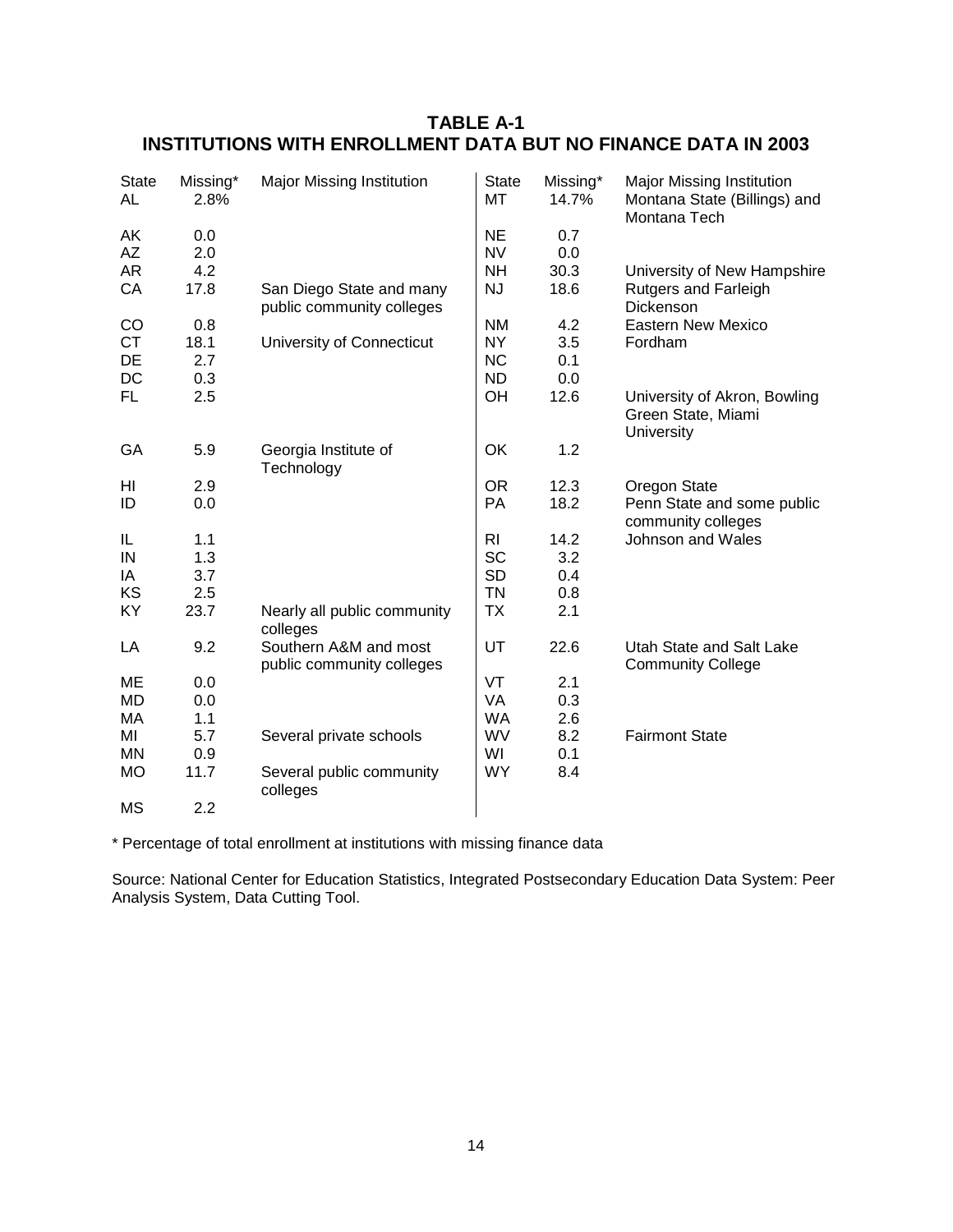## TABLE A-1
## INSTITUTIONS WITH ENROLLMENT DATA BUT NO FINANCE DATA IN 2003

| State | Missing* | Major Missing Institution | State | Missing* | Major Missing Institution |
|---|---|---|---|---|---|
| AL | 2.8% | | MT | 14.7% | Montana State (Billings) and Montana Tech |
| AK | 0.0 | | NE | 0.7 | |
| AZ | 2.0 | | NV | 0.0 | |
| AR | 4.2 | | NH | 30.3 | University of New Hampshire |
| CA | 17.8 | San Diego State and many public community colleges | NJ | 18.6 | Rutgers and Farleigh Dickenson |
| CO | 0.8 | | NM | 4.2 | Eastern New Mexico |
| CT | 18.1 | University of Connecticut | NY | 3.5 | Fordham |
| DE | 2.7 | | NC | 0.1 | |
| DC | 0.3 | | ND | 0.0 | |
| FL | 2.5 | | OH | 12.6 | University of Akron, Bowling Green State, Miami University |
| GA | 5.9 | Georgia Institute of Technology | OK | 1.2 | |
| HI | 2.9 | | OR | 12.3 | Oregon State |
| ID | 0.0 | | PA | 18.2 | Penn State and some public community colleges |
| IL | 1.1 | | RI | 14.2 | Johnson and Wales |
| IN | 1.3 | | SC | 3.2 | |
| IA | 3.7 | | SD | 0.4 | |
| KS | 2.5 | | TN | 0.8 | |
| KY | 23.7 | Nearly all public community colleges | TX | 2.1 | |
| LA | 9.2 | Southern A&M and most public community colleges | UT | 22.6 | Utah State and Salt Lake Community College |
| ME | 0.0 | | VT | 2.1 | |
| MD | 0.0 | | VA | 0.3 | |
| MA | 1.1 | | WA | 2.6 | |
| MI | 5.7 | Several private schools | WV | 8.2 | Fairmont State |
| MN | 0.9 | | WI | 0.1 | |
| MO | 11.7 | Several public community colleges | WY | 8.4 | |
| MS | 2.2 | | | | |

\* Percentage of total enrollment at institutions with missing finance data

Source: National Center for Education Statistics, Integrated Postsecondary Education Data System: Peer Analysis System, Data Cutting Tool.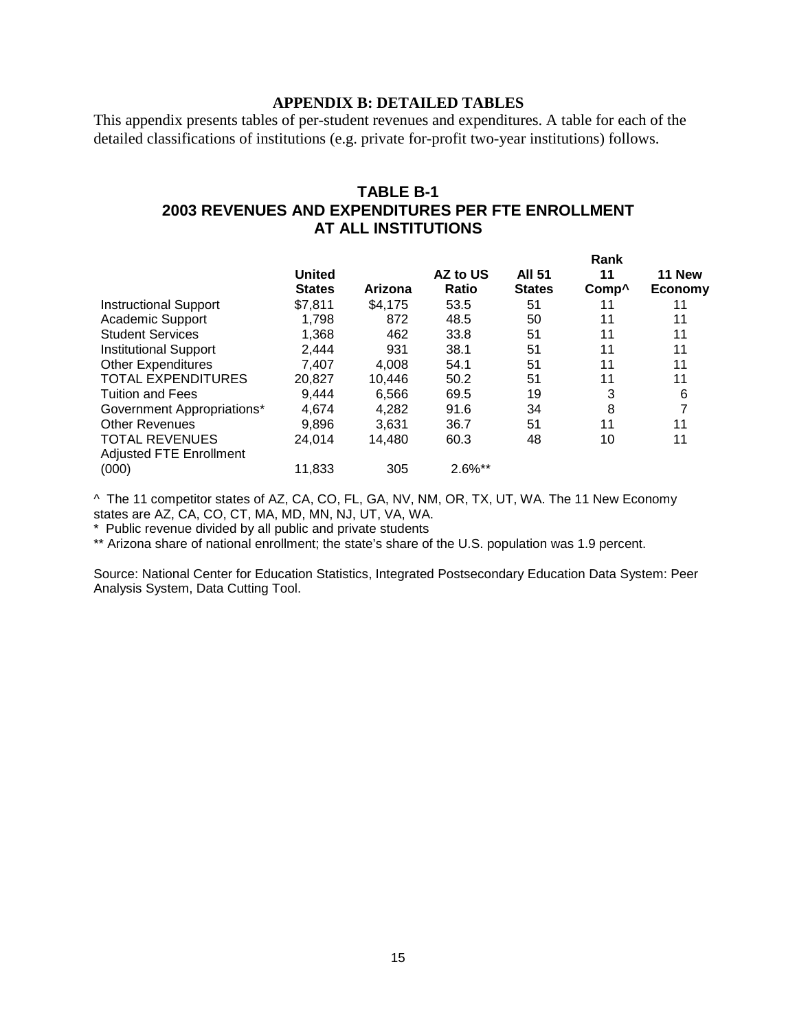## APPENDIX B: DETAILED TABLES

This appendix presents tables of per-student revenues and expenditures. A table for each of the detailed classifications of institutions (e.g. private for-profit two-year institutions) follows.

### TABLE B-1
### 2003 REVENUES AND EXPENDITURES PER FTE ENROLLMENT AT ALL INSTITUTIONS

| | United States | Arizona | AZ to US Ratio | Rank All 51 States | Rank 11 Comp^ | Rank 11 New Economy |
|---|---|---|---|---|---|---|
| Instructional Support | $7,811 | $4,175 | 53.5 | 51 | 11 | 11 |
| Academic Support | 1,798 | 872 | 48.5 | 50 | 11 | 11 |
| Student Services | 1,368 | 462 | 33.8 | 51 | 11 | 11 |
| Institutional Support | 2,444 | 931 | 38.1 | 51 | 11 | 11 |
| Other Expenditures | 7,407 | 4,008 | 54.1 | 51 | 11 | 11 |
| TOTAL EXPENDITURES | 20,827 | 10,446 | 50.2 | 51 | 11 | 11 |
| Tuition and Fees | 9,444 | 6,566 | 69.5 | 19 | 3 | 6 |
| Government Appropriations* | 4,674 | 4,282 | 91.6 | 34 | 8 | 7 |
| Other Revenues | 9,896 | 3,631 | 36.7 | 51 | 11 | 11 |
| TOTAL REVENUES | 24,014 | 14,480 | 60.3 | 48 | 10 | 11 |
| Adjusted FTE Enrollment (000) | 11,833 | 305 | 2.6%** | | | |

^ The 11 competitor states of AZ, CA, CO, FL, GA, NV, NM, OR, TX, UT, WA. The 11 New Economy states are AZ, CA, CO, CT, MA, MD, MN, NJ, UT, VA, WA.

* Public revenue divided by all public and private students

** Arizona share of national enrollment; the state's share of the U.S. population was 1.9 percent.

Source: National Center for Education Statistics, Integrated Postsecondary Education Data System: Peer Analysis System, Data Cutting Tool.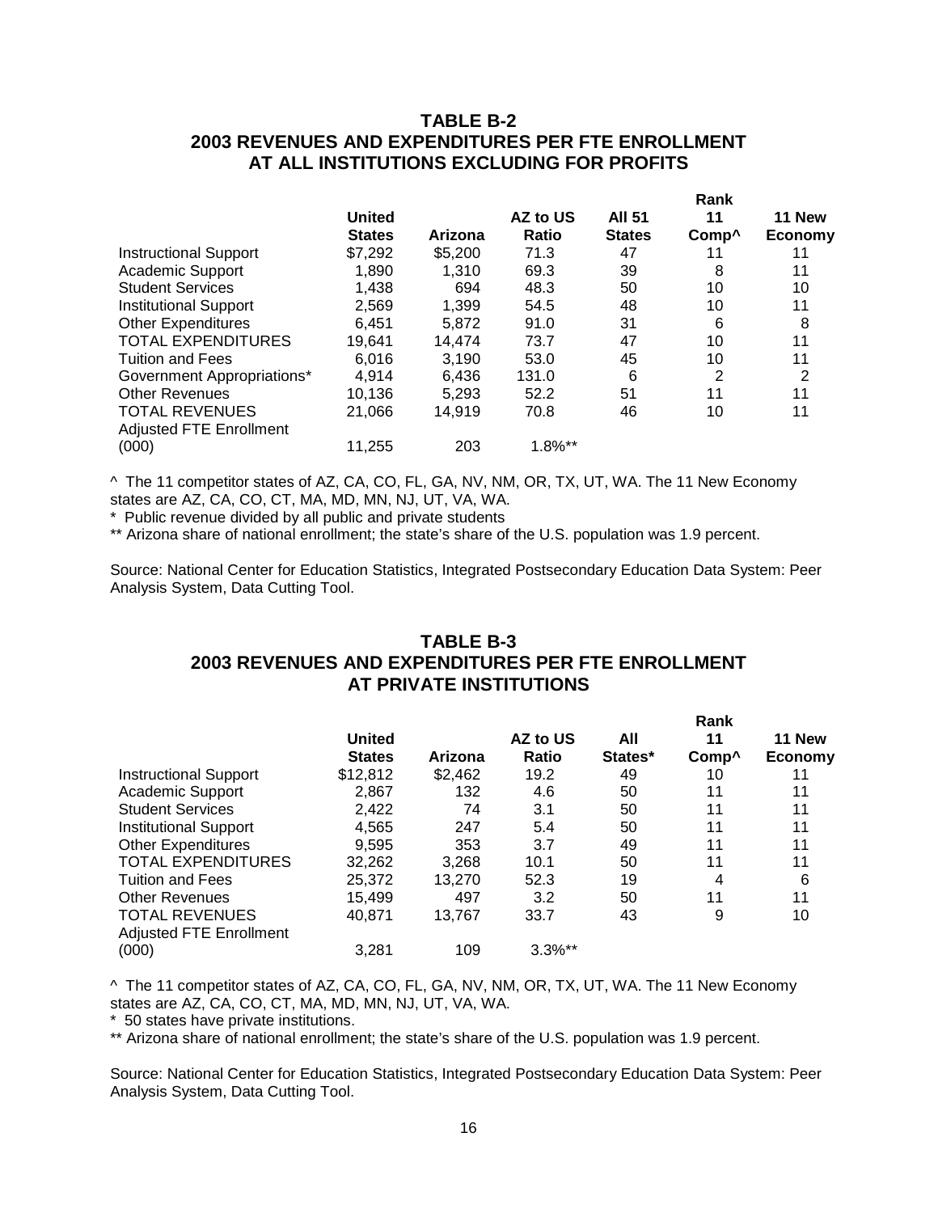## TABLE B-2
## 2003 REVENUES AND EXPENDITURES PER FTE ENROLLMENT AT ALL INSTITUTIONS EXCLUDING FOR PROFITS

| | United States | Arizona | AZ to US Ratio | Rank All 51 States | Rank 11 Comp^ | Rank 11 New Economy |
|---|---|---|---|---|---|---|
| Instructional Support | $7,292 | $5,200 | 71.3 | 47 | 11 | 11 |
| Academic Support | 1,890 | 1,310 | 69.3 | 39 | 8 | 11 |
| Student Services | 1,438 | 694 | 48.3 | 50 | 10 | 10 |
| Institutional Support | 2,569 | 1,399 | 54.5 | 48 | 10 | 11 |
| Other Expenditures | 6,451 | 5,872 | 91.0 | 31 | 6 | 8 |
| TOTAL EXPENDITURES | 19,641 | 14,474 | 73.7 | 47 | 10 | 11 |
| Tuition and Fees | 6,016 | 3,190 | 53.0 | 45 | 10 | 11 |
| Government Appropriations* | 4,914 | 6,436 | 131.0 | 6 | 2 | 2 |
| Other Revenues | 10,136 | 5,293 | 52.2 | 51 | 11 | 11 |
| TOTAL REVENUES | 21,066 | 14,919 | 70.8 | 46 | 10 | 11 |
| Adjusted FTE Enrollment (000) | 11,255 | 203 | 1.8%** | | | |

^ The 11 competitor states of AZ, CA, CO, FL, GA, NV, NM, OR, TX, UT, WA. The 11 New Economy states are AZ, CA, CO, CT, MA, MD, MN, NJ, UT, VA, WA.

* Public revenue divided by all public and private students

** Arizona share of national enrollment; the state's share of the U.S. population was 1.9 percent.

Source: National Center for Education Statistics, Integrated Postsecondary Education Data System: Peer Analysis System, Data Cutting Tool.

## TABLE B-3
## 2003 REVENUES AND EXPENDITURES PER FTE ENROLLMENT AT PRIVATE INSTITUTIONS

| | United States | Arizona | AZ to US Ratio | Rank All States* | Rank 11 Comp^ | Rank 11 New Economy |
|---|---|---|---|---|---|---|
| Instructional Support | $12,812 | $2,462 | 19.2 | 49 | 10 | 11 |
| Academic Support | 2,867 | 132 | 4.6 | 50 | 11 | 11 |
| Student Services | 2,422 | 74 | 3.1 | 50 | 11 | 11 |
| Institutional Support | 4,565 | 247 | 5.4 | 50 | 11 | 11 |
| Other Expenditures | 9,595 | 353 | 3.7 | 49 | 11 | 11 |
| TOTAL EXPENDITURES | 32,262 | 3,268 | 10.1 | 50 | 11 | 11 |
| Tuition and Fees | 25,372 | 13,270 | 52.3 | 19 | 4 | 6 |
| Other Revenues | 15,499 | 497 | 3.2 | 50 | 11 | 11 |
| TOTAL REVENUES | 40,871 | 13,767 | 33.7 | 43 | 9 | 10 |
| Adjusted FTE Enrollment (000) | 3,281 | 109 | 3.3%** | | | |

^ The 11 competitor states of AZ, CA, CO, FL, GA, NV, NM, OR, TX, UT, WA. The 11 New Economy states are AZ, CA, CO, CT, MA, MD, MN, NJ, UT, VA, WA.

* 50 states have private institutions.

** Arizona share of national enrollment; the state's share of the U.S. population was 1.9 percent.

Source: National Center for Education Statistics, Integrated Postsecondary Education Data System: Peer Analysis System, Data Cutting Tool.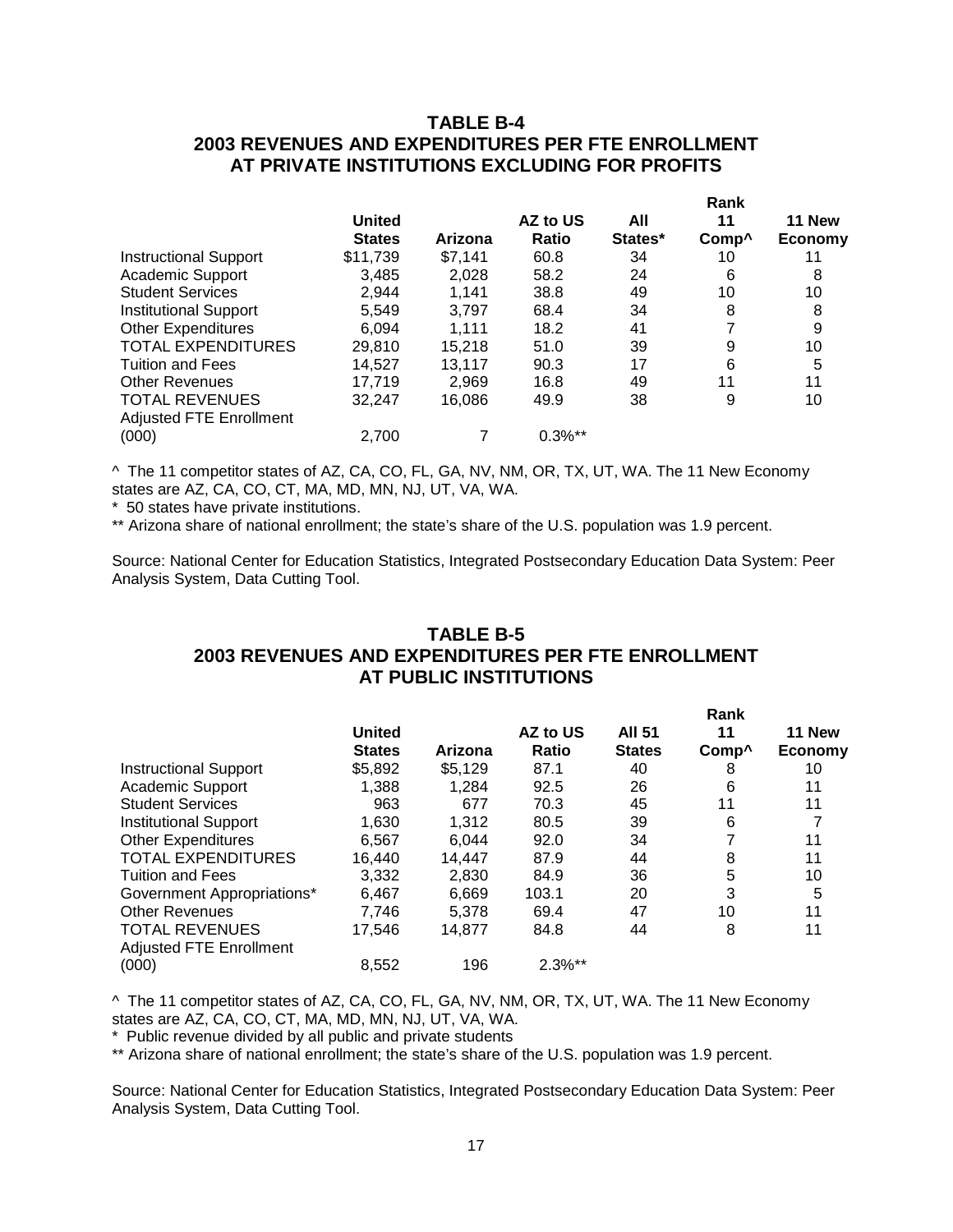## TABLE B-4
## 2003 REVENUES AND EXPENDITURES PER FTE ENROLLMENT AT PRIVATE INSTITUTIONS EXCLUDING FOR PROFITS

| | United States | Arizona | AZ to US Ratio | Rank All States* | Rank 11 Comp^ | Rank 11 New Economy |
|---|---|---|---|---|---|---|
| Instructional Support | $11,739 | $7,141 | 60.8 | 34 | 10 | 11 |
| Academic Support | 3,485 | 2,028 | 58.2 | 24 | 6 | 8 |
| Student Services | 2,944 | 1,141 | 38.8 | 49 | 10 | 10 |
| Institutional Support | 5,549 | 3,797 | 68.4 | 34 | 8 | 8 |
| Other Expenditures | 6,094 | 1,111 | 18.2 | 41 | 7 | 9 |
| TOTAL EXPENDITURES | 29,810 | 15,218 | 51.0 | 39 | 9 | 10 |
| Tuition and Fees | 14,527 | 13,117 | 90.3 | 17 | 6 | 5 |
| Other Revenues | 17,719 | 2,969 | 16.8 | 49 | 11 | 11 |
| TOTAL REVENUES | 32,247 | 16,086 | 49.9 | 38 | 9 | 10 |
| Adjusted FTE Enrollment (000) | 2,700 | 7 | 0.3%** | | | |

^ The 11 competitor states of AZ, CA, CO, FL, GA, NV, NM, OR, TX, UT, WA. The 11 New Economy states are AZ, CA, CO, CT, MA, MD, MN, NJ, UT, VA, WA.

* 50 states have private institutions.

** Arizona share of national enrollment; the state's share of the U.S. population was 1.9 percent.

Source: National Center for Education Statistics, Integrated Postsecondary Education Data System: Peer Analysis System, Data Cutting Tool.

## TABLE B-5
## 2003 REVENUES AND EXPENDITURES PER FTE ENROLLMENT AT PUBLIC INSTITUTIONS

| | United States | Arizona | AZ to US Ratio | Rank All 51 States | Rank 11 Comp^ | Rank 11 New Economy |
|---|---|---|---|---|---|---|
| Instructional Support | $5,892 | $5,129 | 87.1 | 40 | 8 | 10 |
| Academic Support | 1,388 | 1,284 | 92.5 | 26 | 6 | 11 |
| Student Services | 963 | 677 | 70.3 | 45 | 11 | 11 |
| Institutional Support | 1,630 | 1,312 | 80.5 | 39 | 6 | 7 |
| Other Expenditures | 6,567 | 6,044 | 92.0 | 34 | 7 | 11 |
| TOTAL EXPENDITURES | 16,440 | 14,447 | 87.9 | 44 | 8 | 11 |
| Tuition and Fees | 3,332 | 2,830 | 84.9 | 36 | 5 | 10 |
| Government Appropriations* | 6,467 | 6,669 | 103.1 | 20 | 3 | 5 |
| Other Revenues | 7,746 | 5,378 | 69.4 | 47 | 10 | 11 |
| TOTAL REVENUES | 17,546 | 14,877 | 84.8 | 44 | 8 | 11 |
| Adjusted FTE Enrollment (000) | 8,552 | 196 | 2.3%** | | | |

^ The 11 competitor states of AZ, CA, CO, FL, GA, NV, NM, OR, TX, UT, WA. The 11 New Economy states are AZ, CA, CO, CT, MA, MD, MN, NJ, UT, VA, WA.

* Public revenue divided by all public and private students

** Arizona share of national enrollment; the state's share of the U.S. population was 1.9 percent.

Source: National Center for Education Statistics, Integrated Postsecondary Education Data System: Peer Analysis System, Data Cutting Tool.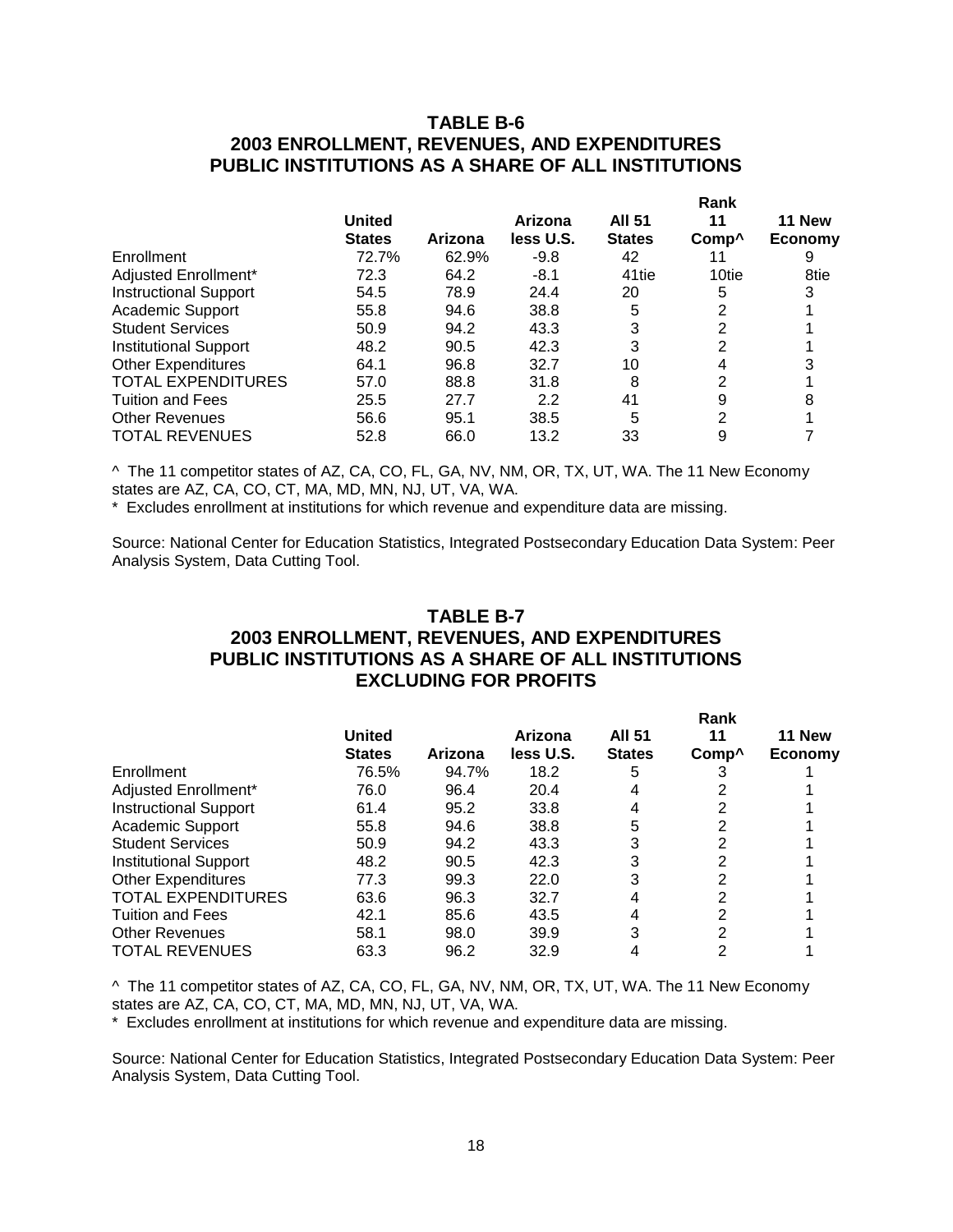## TABLE B-6
## 2003 ENROLLMENT, REVENUES, AND EXPENDITURES
## PUBLIC INSTITUTIONS AS A SHARE OF ALL INSTITUTIONS

| | United States | Arizona | Arizona less U.S. | Rank All 51 States | Rank 11 Comp^ | Rank 11 New Economy |
|---|---|---|---|---|---|---|
| Enrollment | 72.7% | 62.9% | -9.8 | 42 | 11 | 9 |
| Adjusted Enrollment* | 72.3 | 64.2 | -8.1 | 41tie | 10tie | 8tie |
| Instructional Support | 54.5 | 78.9 | 24.4 | 20 | 5 | 3 |
| Academic Support | 55.8 | 94.6 | 38.8 | 5 | 2 | 1 |
| Student Services | 50.9 | 94.2 | 43.3 | 3 | 2 | 1 |
| Institutional Support | 48.2 | 90.5 | 42.3 | 3 | 2 | 1 |
| Other Expenditures | 64.1 | 96.8 | 32.7 | 10 | 4 | 3 |
| TOTAL EXPENDITURES | 57.0 | 88.8 | 31.8 | 8 | 2 | 1 |
| Tuition and Fees | 25.5 | 27.7 | 2.2 | 41 | 9 | 8 |
| Other Revenues | 56.6 | 95.1 | 38.5 | 5 | 2 | 1 |
| TOTAL REVENUES | 52.8 | 66.0 | 13.2 | 33 | 9 | 7 |

^ The 11 competitor states of AZ, CA, CO, FL, GA, NV, NM, OR, TX, UT, WA. The 11 New Economy states are AZ, CA, CO, CT, MA, MD, MN, NJ, UT, VA, WA.

* Excludes enrollment at institutions for which revenue and expenditure data are missing.

Source: National Center for Education Statistics, Integrated Postsecondary Education Data System: Peer Analysis System, Data Cutting Tool.

## TABLE B-7
## 2003 ENROLLMENT, REVENUES, AND EXPENDITURES
## PUBLIC INSTITUTIONS AS A SHARE OF ALL INSTITUTIONS
## EXCLUDING FOR PROFITS

| | United States | Arizona | Arizona less U.S. | Rank All 51 States | Rank 11 Comp^ | Rank 11 New Economy |
|---|---|---|---|---|---|---|
| Enrollment | 76.5% | 94.7% | 18.2 | 5 | 3 | 1 |
| Adjusted Enrollment* | 76.0 | 96.4 | 20.4 | 4 | 2 | 1 |
| Instructional Support | 61.4 | 95.2 | 33.8 | 4 | 2 | 1 |
| Academic Support | 55.8 | 94.6 | 38.8 | 5 | 2 | 1 |
| Student Services | 50.9 | 94.2 | 43.3 | 3 | 2 | 1 |
| Institutional Support | 48.2 | 90.5 | 42.3 | 3 | 2 | 1 |
| Other Expenditures | 77.3 | 99.3 | 22.0 | 3 | 2 | 1 |
| TOTAL EXPENDITURES | 63.6 | 96.3 | 32.7 | 4 | 2 | 1 |
| Tuition and Fees | 42.1 | 85.6 | 43.5 | 4 | 2 | 1 |
| Other Revenues | 58.1 | 98.0 | 39.9 | 3 | 2 | 1 |
| TOTAL REVENUES | 63.3 | 96.2 | 32.9 | 4 | 2 | 1 |

^ The 11 competitor states of AZ, CA, CO, FL, GA, NV, NM, OR, TX, UT, WA. The 11 New Economy states are AZ, CA, CO, CT, MA, MD, MN, NJ, UT, VA, WA.

* Excludes enrollment at institutions for which revenue and expenditure data are missing.

Source: National Center for Education Statistics, Integrated Postsecondary Education Data System: Peer Analysis System, Data Cutting Tool.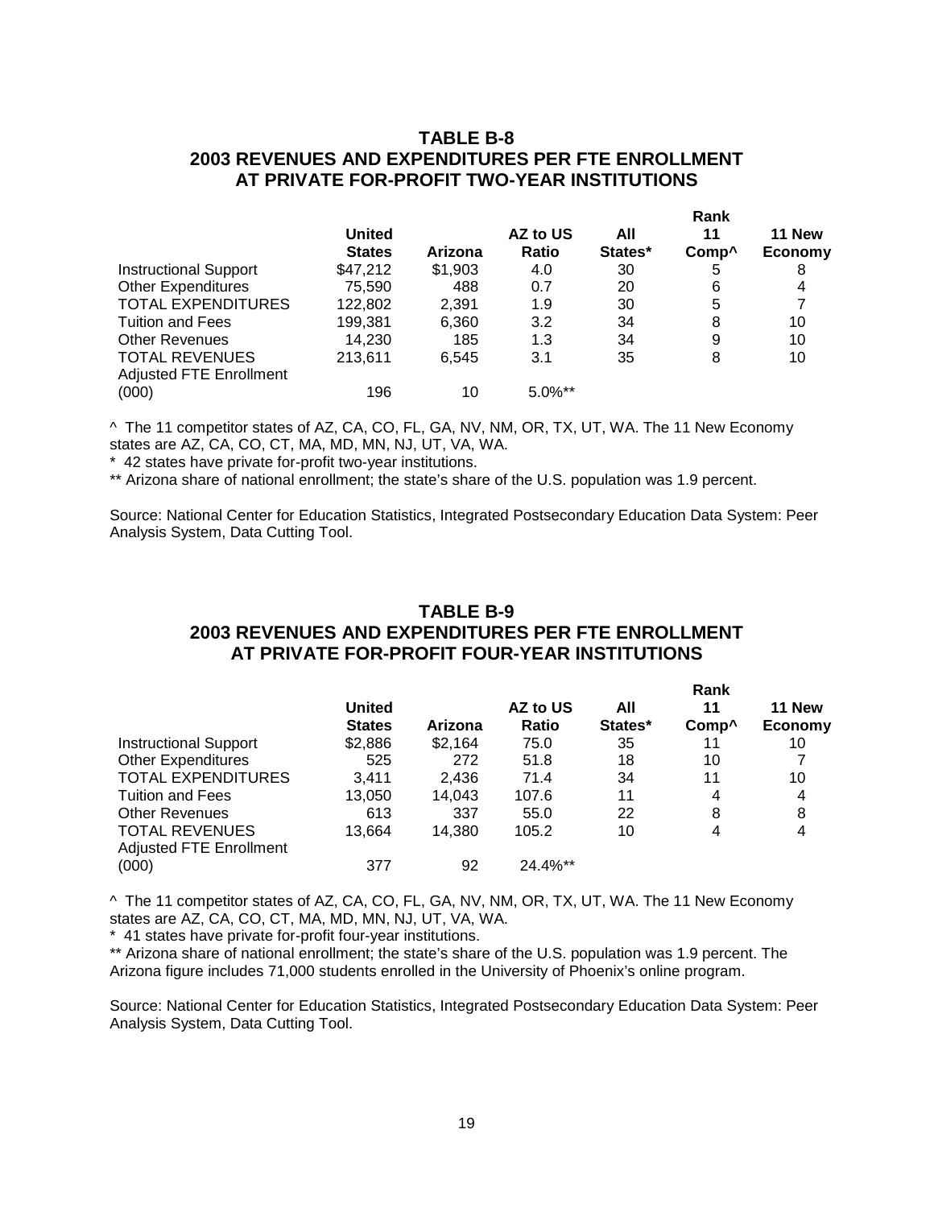## TABLE B-8
## 2003 REVENUES AND EXPENDITURES PER FTE ENROLLMENT AT PRIVATE FOR-PROFIT TWO-YEAR INSTITUTIONS

| | United States | Arizona | AZ to US Ratio | Rank All States* | Rank 11 Comp^ | Rank 11 New Economy |
|---|---|---|---|---|---|---|
| Instructional Support | $47,212 | $1,903 | 4.0 | 30 | 5 | 8 |
| Other Expenditures | 75,590 | 488 | 0.7 | 20 | 6 | 4 |
| TOTAL EXPENDITURES | 122,802 | 2,391 | 1.9 | 30 | 5 | 7 |
| Tuition and Fees | 199,381 | 6,360 | 3.2 | 34 | 8 | 10 |
| Other Revenues | 14,230 | 185 | 1.3 | 34 | 9 | 10 |
| TOTAL REVENUES | 213,611 | 6,545 | 3.1 | 35 | 8 | 10 |
| Adjusted FTE Enrollment (000) | 196 | 10 | 5.0%** | | | |

^ The 11 competitor states of AZ, CA, CO, FL, GA, NV, NM, OR, TX, UT, WA. The 11 New Economy states are AZ, CA, CO, CT, MA, MD, MN, NJ, UT, VA, WA.

* 42 states have private for-profit two-year institutions.

** Arizona share of national enrollment; the state's share of the U.S. population was 1.9 percent.

Source: National Center for Education Statistics, Integrated Postsecondary Education Data System: Peer Analysis System, Data Cutting Tool.

## TABLE B-9
## 2003 REVENUES AND EXPENDITURES PER FTE ENROLLMENT AT PRIVATE FOR-PROFIT FOUR-YEAR INSTITUTIONS

| | United States | Arizona | AZ to US Ratio | Rank All States* | Rank 11 Comp^ | Rank 11 New Economy |
|---|---|---|---|---|---|---|
| Instructional Support | $2,886 | $2,164 | 75.0 | 35 | 11 | 10 |
| Other Expenditures | 525 | 272 | 51.8 | 18 | 10 | 7 |
| TOTAL EXPENDITURES | 3,411 | 2,436 | 71.4 | 34 | 11 | 10 |
| Tuition and Fees | 13,050 | 14,043 | 107.6 | 11 | 4 | 4 |
| Other Revenues | 613 | 337 | 55.0 | 22 | 8 | 8 |
| TOTAL REVENUES | 13,664 | 14,380 | 105.2 | 10 | 4 | 4 |
| Adjusted FTE Enrollment (000) | 377 | 92 | 24.4%** | | | |

^ The 11 competitor states of AZ, CA, CO, FL, GA, NV, NM, OR, TX, UT, WA. The 11 New Economy states are AZ, CA, CO, CT, MA, MD, MN, NJ, UT, VA, WA.

* 41 states have private for-profit four-year institutions.

** Arizona share of national enrollment; the state's share of the U.S. population was 1.9 percent. The Arizona figure includes 71,000 students enrolled in the University of Phoenix's online program.

Source: National Center for Education Statistics, Integrated Postsecondary Education Data System: Peer Analysis System, Data Cutting Tool.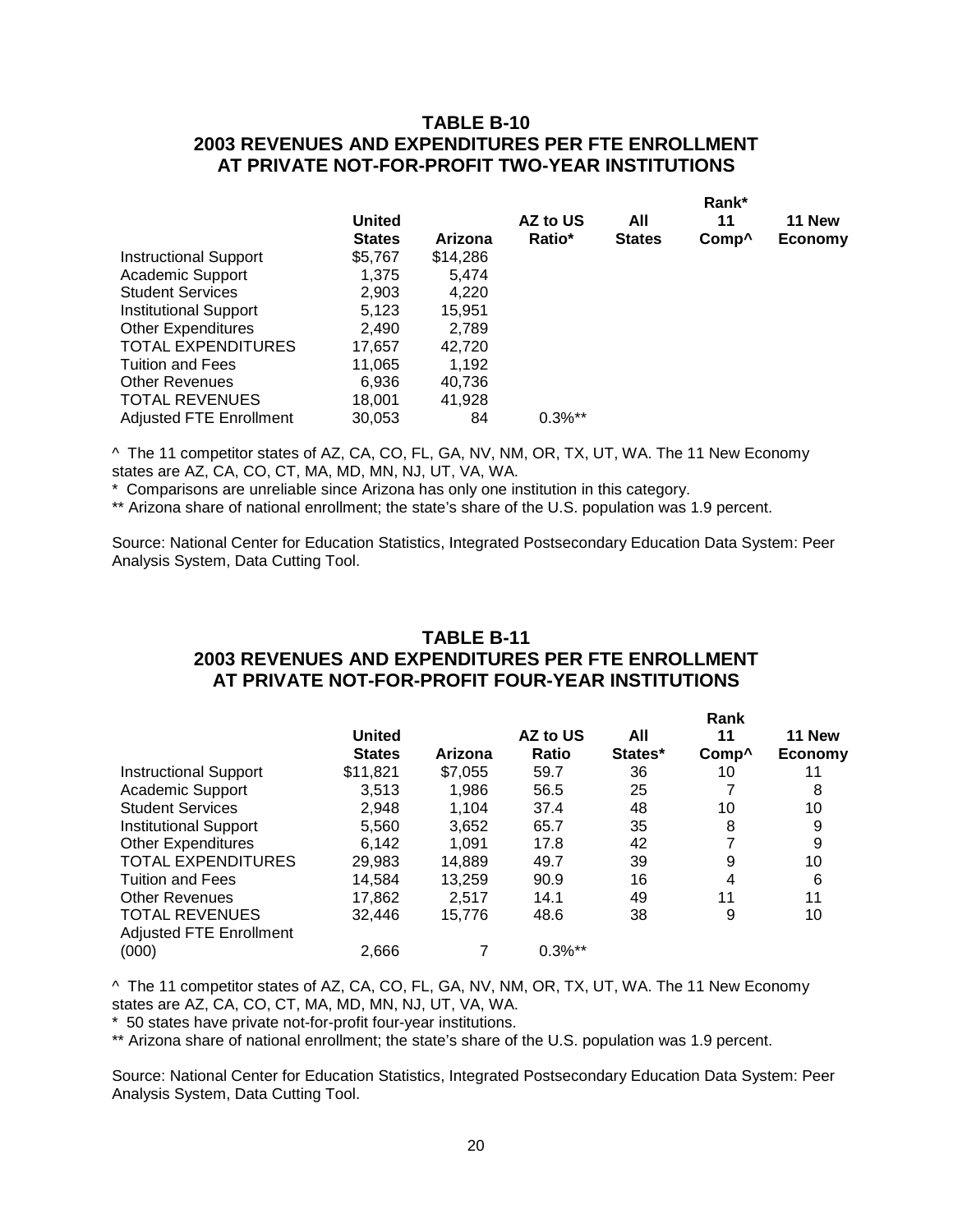### TABLE B-10
### 2003 REVENUES AND EXPENDITURES PER FTE ENROLLMENT AT PRIVATE NOT-FOR-PROFIT TWO-YEAR INSTITUTIONS

| | United States | Arizona | AZ to US Ratio* | Rank* All States | Rank* 11 Comp^ | Rank* 11 New Economy |
|---|---|---|---|---|---|---|
| Instructional Support | $5,767 | $14,286 | | | | |
| Academic Support | 1,375 | 5,474 | | | | |
| Student Services | 2,903 | 4,220 | | | | |
| Institutional Support | 5,123 | 15,951 | | | | |
| Other Expenditures | 2,490 | 2,789 | | | | |
| TOTAL EXPENDITURES | 17,657 | 42,720 | | | | |
| Tuition and Fees | 11,065 | 1,192 | | | | |
| Other Revenues | 6,936 | 40,736 | | | | |
| TOTAL REVENUES | 18,001 | 41,928 | | | | |
| Adjusted FTE Enrollment | 30,053 | 84 | 0.3%** | | | |

^ The 11 competitor states of AZ, CA, CO, FL, GA, NV, NM, OR, TX, UT, WA. The 11 New Economy states are AZ, CA, CO, CT, MA, MD, MN, NJ, UT, VA, WA.

* Comparisons are unreliable since Arizona has only one institution in this category.

** Arizona share of national enrollment; the state's share of the U.S. population was 1.9 percent.

Source: National Center for Education Statistics, Integrated Postsecondary Education Data System: Peer Analysis System, Data Cutting Tool.

### TABLE B-11
### 2003 REVENUES AND EXPENDITURES PER FTE ENROLLMENT AT PRIVATE NOT-FOR-PROFIT FOUR-YEAR INSTITUTIONS

| | United States | Arizona | AZ to US Ratio | Rank All States* | Rank 11 Comp^ | Rank 11 New Economy |
|---|---|---|---|---|---|---|
| Instructional Support | $11,821 | $7,055 | 59.7 | 36 | 10 | 11 |
| Academic Support | 3,513 | 1,986 | 56.5 | 25 | 7 | 8 |
| Student Services | 2,948 | 1,104 | 37.4 | 48 | 10 | 10 |
| Institutional Support | 5,560 | 3,652 | 65.7 | 35 | 8 | 9 |
| Other Expenditures | 6,142 | 1,091 | 17.8 | 42 | 7 | 9 |
| TOTAL EXPENDITURES | 29,983 | 14,889 | 49.7 | 39 | 9 | 10 |
| Tuition and Fees | 14,584 | 13,259 | 90.9 | 16 | 4 | 6 |
| Other Revenues | 17,862 | 2,517 | 14.1 | 49 | 11 | 11 |
| TOTAL REVENUES | 32,446 | 15,776 | 48.6 | 38 | 9 | 10 |
| Adjusted FTE Enrollment (000) | 2,666 | 7 | 0.3%** | | | |

^ The 11 competitor states of AZ, CA, CO, FL, GA, NV, NM, OR, TX, UT, WA. The 11 New Economy states are AZ, CA, CO, CT, MA, MD, MN, NJ, UT, VA, WA.

* 50 states have private not-for-profit four-year institutions.

** Arizona share of national enrollment; the state's share of the U.S. population was 1.9 percent.

Source: National Center for Education Statistics, Integrated Postsecondary Education Data System: Peer Analysis System, Data Cutting Tool.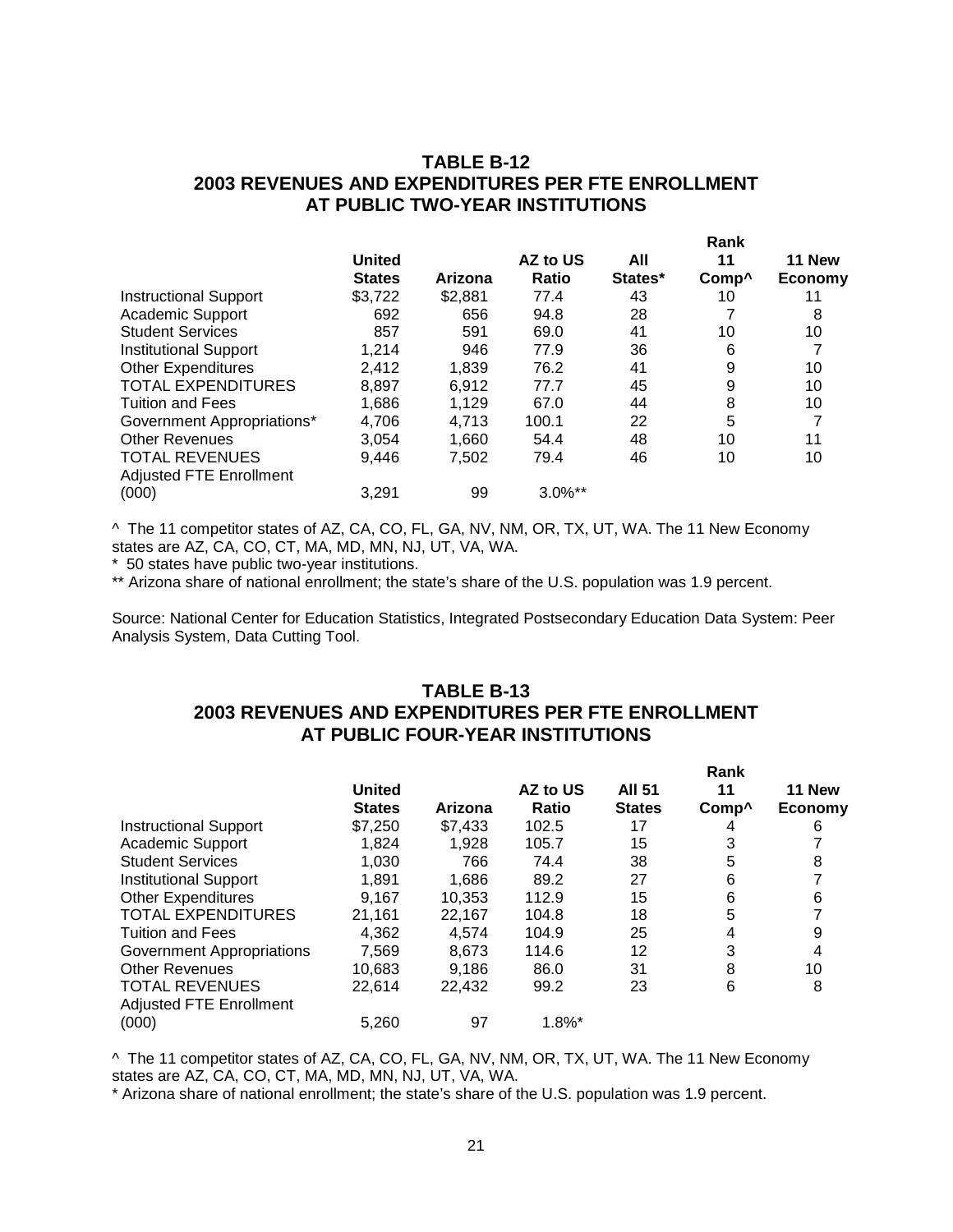## TABLE B-12
## 2003 REVENUES AND EXPENDITURES PER FTE ENROLLMENT AT PUBLIC TWO-YEAR INSTITUTIONS

| | United States | Arizona | AZ to US Ratio | Rank All States* | Rank 11 Comp^ | Rank 11 New Economy |
|---|---|---|---|---|---|---|
| Instructional Support | $3,722 | $2,881 | 77.4 | 43 | 10 | 11 |
| Academic Support | 692 | 656 | 94.8 | 28 | 7 | 8 |
| Student Services | 857 | 591 | 69.0 | 41 | 10 | 10 |
| Institutional Support | 1,214 | 946 | 77.9 | 36 | 6 | 7 |
| Other Expenditures | 2,412 | 1,839 | 76.2 | 41 | 9 | 10 |
| TOTAL EXPENDITURES | 8,897 | 6,912 | 77.7 | 45 | 9 | 10 |
| Tuition and Fees | 1,686 | 1,129 | 67.0 | 44 | 8 | 10 |
| Government Appropriations* | 4,706 | 4,713 | 100.1 | 22 | 5 | 7 |
| Other Revenues | 3,054 | 1,660 | 54.4 | 48 | 10 | 11 |
| TOTAL REVENUES | 9,446 | 7,502 | 79.4 | 46 | 10 | 10 |
| Adjusted FTE Enrollment (000) | 3,291 | 99 | 3.0%** | | | |

^ The 11 competitor states of AZ, CA, CO, FL, GA, NV, NM, OR, TX, UT, WA. The 11 New Economy states are AZ, CA, CO, CT, MA, MD, MN, NJ, UT, VA, WA.

* 50 states have public two-year institutions.

** Arizona share of national enrollment; the state's share of the U.S. population was 1.9 percent.

Source: National Center for Education Statistics, Integrated Postsecondary Education Data System: Peer Analysis System, Data Cutting Tool.

## TABLE B-13
## 2003 REVENUES AND EXPENDITURES PER FTE ENROLLMENT AT PUBLIC FOUR-YEAR INSTITUTIONS

| | United States | Arizona | AZ to US Ratio | Rank All 51 States | Rank 11 Comp^ | Rank 11 New Economy |
|---|---|---|---|---|---|---|
| Instructional Support | $7,250 | $7,433 | 102.5 | 17 | 4 | 6 |
| Academic Support | 1,824 | 1,928 | 105.7 | 15 | 3 | 7 |
| Student Services | 1,030 | 766 | 74.4 | 38 | 5 | 8 |
| Institutional Support | 1,891 | 1,686 | 89.2 | 27 | 6 | 7 |
| Other Expenditures | 9,167 | 10,353 | 112.9 | 15 | 6 | 6 |
| TOTAL EXPENDITURES | 21,161 | 22,167 | 104.8 | 18 | 5 | 7 |
| Tuition and Fees | 4,362 | 4,574 | 104.9 | 25 | 4 | 9 |
| Government Appropriations | 7,569 | 8,673 | 114.6 | 12 | 3 | 4 |
| Other Revenues | 10,683 | 9,186 | 86.0 | 31 | 8 | 10 |
| TOTAL REVENUES | 22,614 | 22,432 | 99.2 | 23 | 6 | 8 |
| Adjusted FTE Enrollment (000) | 5,260 | 97 | 1.8%* | | | |

^ The 11 competitor states of AZ, CA, CO, FL, GA, NV, NM, OR, TX, UT, WA. The 11 New Economy states are AZ, CA, CO, CT, MA, MD, MN, NJ, UT, VA, WA.

* Arizona share of national enrollment; the state's share of the U.S. population was 1.9 percent.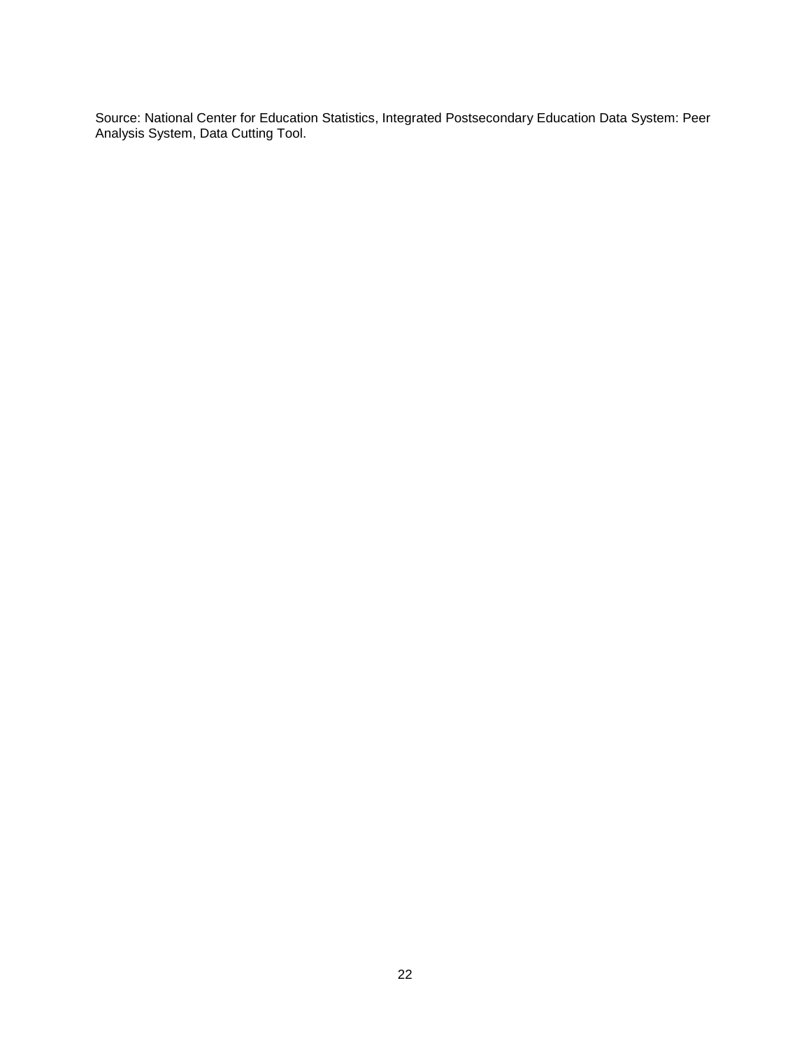Source: National Center for Education Statistics, Integrated Postsecondary Education Data System: Peer Analysis System, Data Cutting Tool.